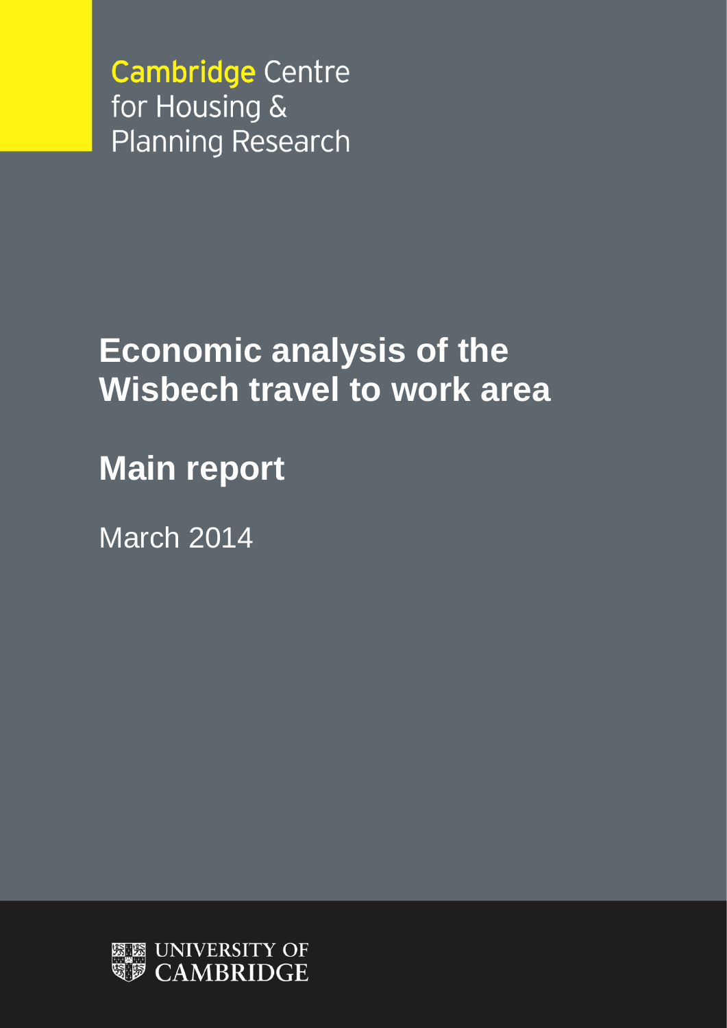Cambridge Centre for Housing & Planning Research

# Economic analysis of the Wisbech travel to work area

## Main report

March 2014

UNIVERSITY OF CAMBRIDGE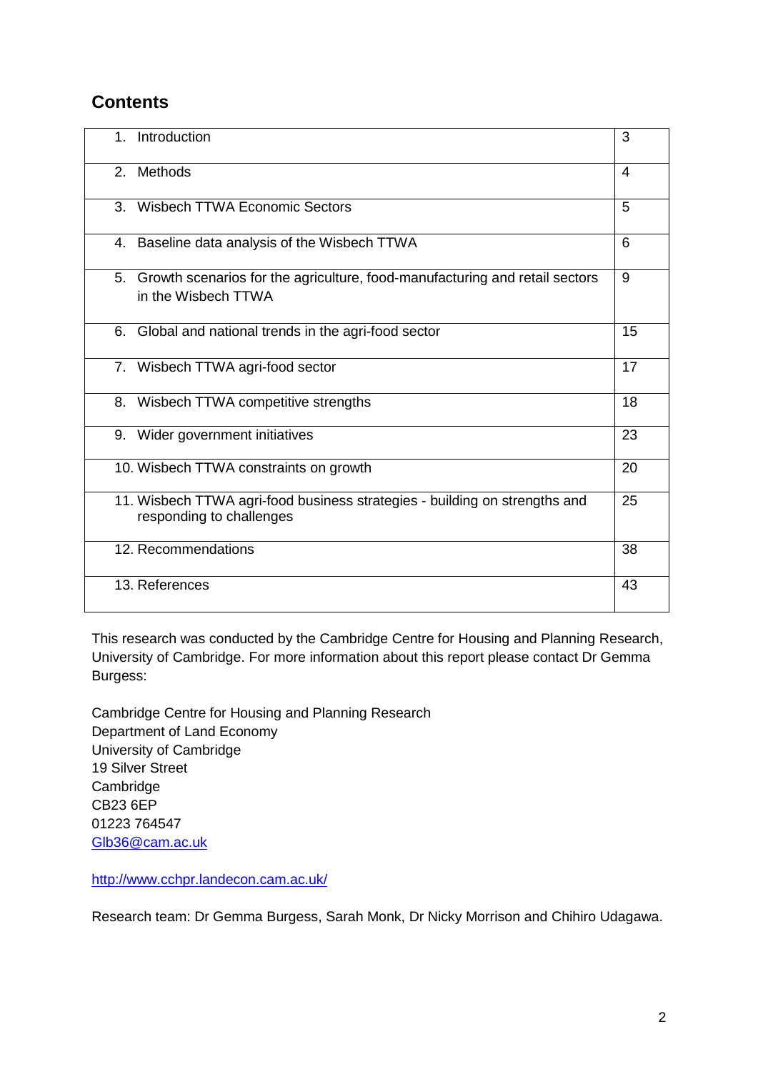## Contents

| | |
|---|---|
| 1. Introduction | 3 |
| 2. Methods | 4 |
| 3. Wisbech TTWA Economic Sectors | 5 |
| 4. Baseline data analysis of the Wisbech TTWA | 6 |
| 5. Growth scenarios for the agriculture, food-manufacturing and retail sectors in the Wisbech TTWA | 9 |
| 6. Global and national trends in the agri-food sector | 15 |
| 7. Wisbech TTWA agri-food sector | 17 |
| 8. Wisbech TTWA competitive strengths | 18 |
| 9. Wider government initiatives | 23 |
| 10. Wisbech TTWA constraints on growth | 20 |
| 11. Wisbech TTWA agri-food business strategies - building on strengths and responding to challenges | 25 |
| 12. Recommendations | 38 |
| 13. References | 43 |

This research was conducted by the Cambridge Centre for Housing and Planning Research, University of Cambridge. For more information about this report please contact Dr Gemma Burgess:

Cambridge Centre for Housing and Planning Research
Department of Land Economy
University of Cambridge
19 Silver Street
Cambridge
CB23 6EP
01223 764547
Glb36@cam.ac.uk

http://www.cchpr.landecon.cam.ac.uk/

Research team: Dr Gemma Burgess, Sarah Monk, Dr Nicky Morrison and Chihiro Udagawa.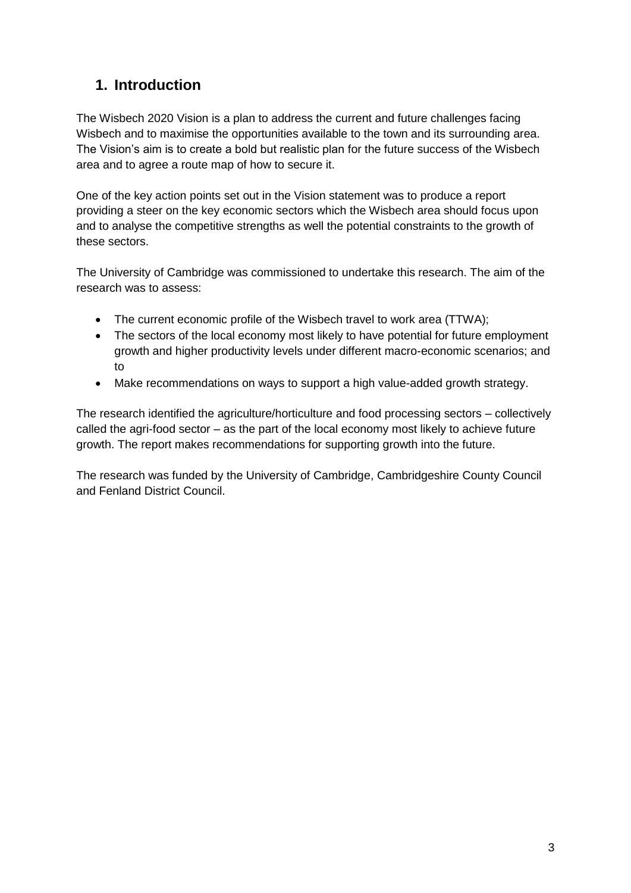## 1. Introduction

The Wisbech 2020 Vision is a plan to address the current and future challenges facing Wisbech and to maximise the opportunities available to the town and its surrounding area. The Vision's aim is to create a bold but realistic plan for the future success of the Wisbech area and to agree a route map of how to secure it.

One of the key action points set out in the Vision statement was to produce a report providing a steer on the key economic sectors which the Wisbech area should focus upon and to analyse the competitive strengths as well the potential constraints to the growth of these sectors.

The University of Cambridge was commissioned to undertake this research. The aim of the research was to assess:

- The current economic profile of the Wisbech travel to work area (TTWA);
- The sectors of the local economy most likely to have potential for future employment growth and higher productivity levels under different macro-economic scenarios; and to
- Make recommendations on ways to support a high value-added growth strategy.

The research identified the agriculture/horticulture and food processing sectors – collectively called the agri-food sector – as the part of the local economy most likely to achieve future growth. The report makes recommendations for supporting growth into the future.

The research was funded by the University of Cambridge, Cambridgeshire County Council and Fenland District Council.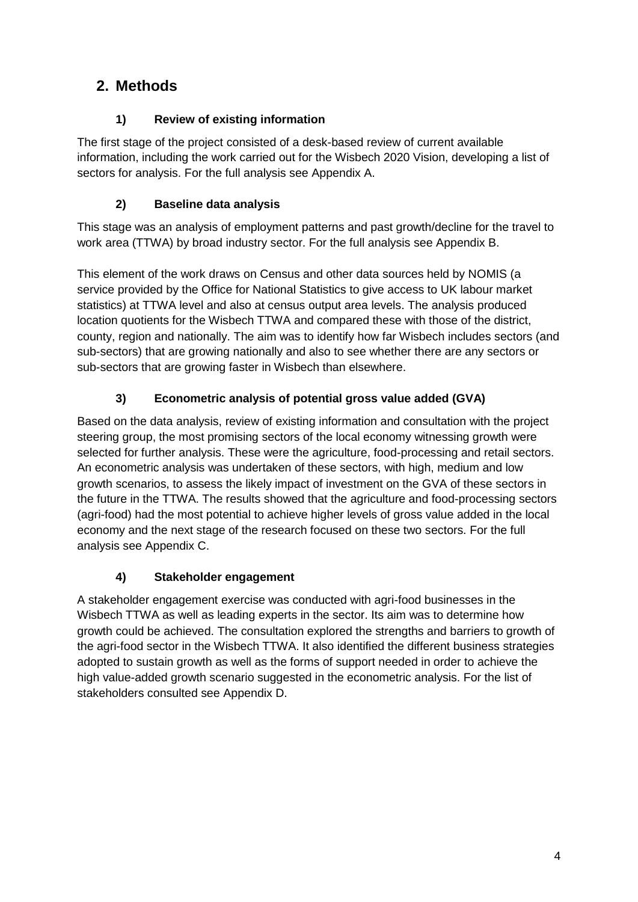## 2. Methods

### 1) Review of existing information

The first stage of the project consisted of a desk-based review of current available information, including the work carried out for the Wisbech 2020 Vision, developing a list of sectors for analysis. For the full analysis see Appendix A.

### 2) Baseline data analysis

This stage was an analysis of employment patterns and past growth/decline for the travel to work area (TTWA) by broad industry sector. For the full analysis see Appendix B.

This element of the work draws on Census and other data sources held by NOMIS (a service provided by the Office for National Statistics to give access to UK labour market statistics) at TTWA level and also at census output area levels. The analysis produced location quotients for the Wisbech TTWA and compared these with those of the district, county, region and nationally. The aim was to identify how far Wisbech includes sectors (and sub-sectors) that are growing nationally and also to see whether there are any sectors or sub-sectors that are growing faster in Wisbech than elsewhere.

### 3) Econometric analysis of potential gross value added (GVA)

Based on the data analysis, review of existing information and consultation with the project steering group, the most promising sectors of the local economy witnessing growth were selected for further analysis. These were the agriculture, food-processing and retail sectors. An econometric analysis was undertaken of these sectors, with high, medium and low growth scenarios, to assess the likely impact of investment on the GVA of these sectors in the future in the TTWA. The results showed that the agriculture and food-processing sectors (agri-food) had the most potential to achieve higher levels of gross value added in the local economy and the next stage of the research focused on these two sectors. For the full analysis see Appendix C.

### 4) Stakeholder engagement

A stakeholder engagement exercise was conducted with agri-food businesses in the Wisbech TTWA as well as leading experts in the sector. Its aim was to determine how growth could be achieved. The consultation explored the strengths and barriers to growth of the agri-food sector in the Wisbech TTWA. It also identified the different business strategies adopted to sustain growth as well as the forms of support needed in order to achieve the high value-added growth scenario suggested in the econometric analysis. For the list of stakeholders consulted see Appendix D.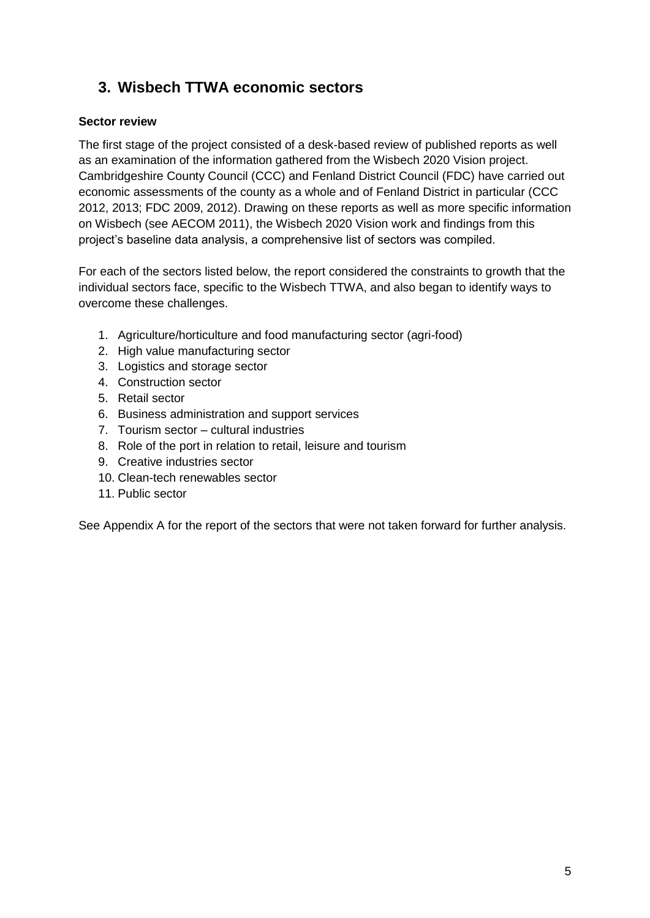## 3. Wisbech TTWA economic sectors

**Sector review**

The first stage of the project consisted of a desk-based review of published reports as well as an examination of the information gathered from the Wisbech 2020 Vision project. Cambridgeshire County Council (CCC) and Fenland District Council (FDC) have carried out economic assessments of the county as a whole and of Fenland District in particular (CCC 2012, 2013; FDC 2009, 2012). Drawing on these reports as well as more specific information on Wisbech (see AECOM 2011), the Wisbech 2020 Vision work and findings from this project's baseline data analysis, a comprehensive list of sectors was compiled.

For each of the sectors listed below, the report considered the constraints to growth that the individual sectors face, specific to the Wisbech TTWA, and also began to identify ways to overcome these challenges.

1. Agriculture/horticulture and food manufacturing sector (agri-food)
2. High value manufacturing sector
3. Logistics and storage sector
4. Construction sector
5. Retail sector
6. Business administration and support services
7. Tourism sector – cultural industries
8. Role of the port in relation to retail, leisure and tourism
9. Creative industries sector
10. Clean-tech renewables sector
11. Public sector

See Appendix A for the report of the sectors that were not taken forward for further analysis.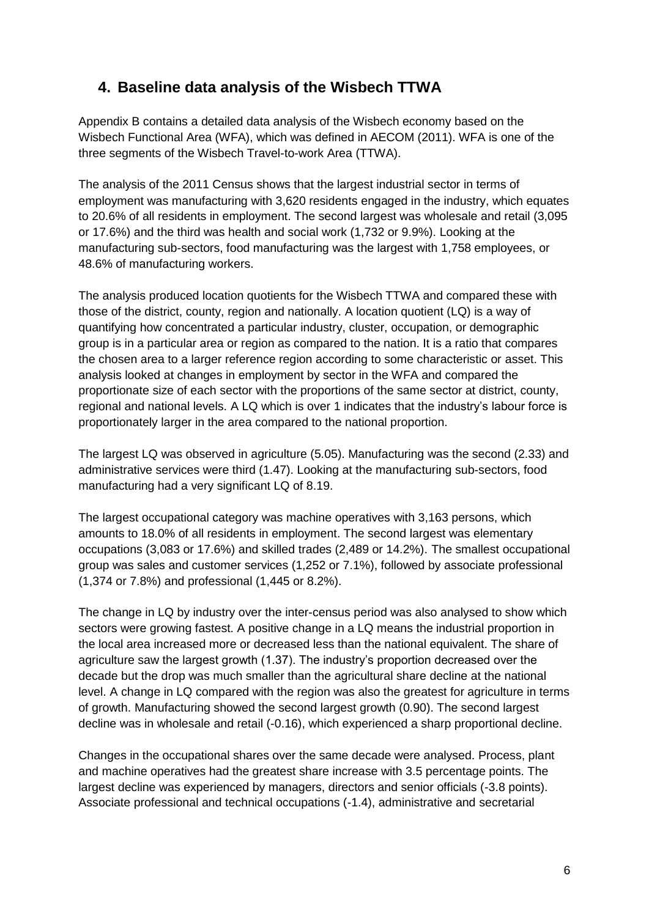## 4. Baseline data analysis of the Wisbech TTWA

Appendix B contains a detailed data analysis of the Wisbech economy based on the Wisbech Functional Area (WFA), which was defined in AECOM (2011). WFA is one of the three segments of the Wisbech Travel-to-work Area (TTWA).

The analysis of the 2011 Census shows that the largest industrial sector in terms of employment was manufacturing with 3,620 residents engaged in the industry, which equates to 20.6% of all residents in employment. The second largest was wholesale and retail (3,095 or 17.6%) and the third was health and social work (1,732 or 9.9%). Looking at the manufacturing sub-sectors, food manufacturing was the largest with 1,758 employees, or 48.6% of manufacturing workers.

The analysis produced location quotients for the Wisbech TTWA and compared these with those of the district, county, region and nationally. A location quotient (LQ) is a way of quantifying how concentrated a particular industry, cluster, occupation, or demographic group is in a particular area or region as compared to the nation. It is a ratio that compares the chosen area to a larger reference region according to some characteristic or asset. This analysis looked at changes in employment by sector in the WFA and compared the proportionate size of each sector with the proportions of the same sector at district, county, regional and national levels. A LQ which is over 1 indicates that the industry's labour force is proportionately larger in the area compared to the national proportion.

The largest LQ was observed in agriculture (5.05). Manufacturing was the second (2.33) and administrative services were third (1.47). Looking at the manufacturing sub-sectors, food manufacturing had a very significant LQ of 8.19.

The largest occupational category was machine operatives with 3,163 persons, which amounts to 18.0% of all residents in employment. The second largest was elementary occupations (3,083 or 17.6%) and skilled trades (2,489 or 14.2%). The smallest occupational group was sales and customer services (1,252 or 7.1%), followed by associate professional (1,374 or 7.8%) and professional (1,445 or 8.2%).

The change in LQ by industry over the inter-census period was also analysed to show which sectors were growing fastest. A positive change in a LQ means the industrial proportion in the local area increased more or decreased less than the national equivalent. The share of agriculture saw the largest growth (1.37). The industry's proportion decreased over the decade but the drop was much smaller than the agricultural share decline at the national level. A change in LQ compared with the region was also the greatest for agriculture in terms of growth. Manufacturing showed the second largest growth (0.90). The second largest decline was in wholesale and retail (-0.16), which experienced a sharp proportional decline.

Changes in the occupational shares over the same decade were analysed. Process, plant and machine operatives had the greatest share increase with 3.5 percentage points. The largest decline was experienced by managers, directors and senior officials (-3.8 points). Associate professional and technical occupations (-1.4), administrative and secretarial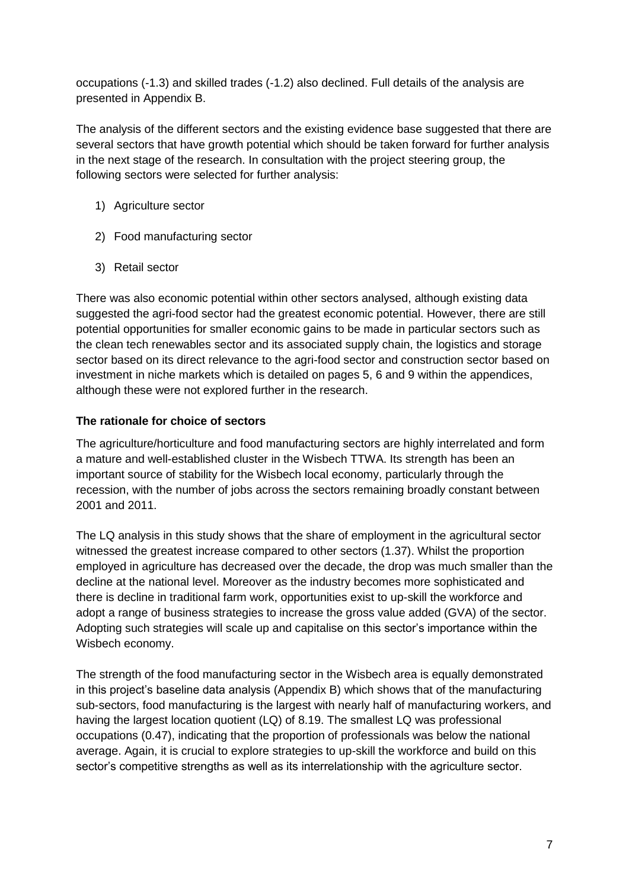occupations (-1.3) and skilled trades (-1.2) also declined. Full details of the analysis are presented in Appendix B.

The analysis of the different sectors and the existing evidence base suggested that there are several sectors that have growth potential which should be taken forward for further analysis in the next stage of the research. In consultation with the project steering group, the following sectors were selected for further analysis:

1) Agriculture sector
2) Food manufacturing sector
3) Retail sector

There was also economic potential within other sectors analysed, although existing data suggested the agri-food sector had the greatest economic potential. However, there are still potential opportunities for smaller economic gains to be made in particular sectors such as the clean tech renewables sector and its associated supply chain, the logistics and storage sector based on its direct relevance to the agri-food sector and construction sector based on investment in niche markets which is detailed on pages 5, 6 and 9 within the appendices, although these were not explored further in the research.

**The rationale for choice of sectors**

The agriculture/horticulture and food manufacturing sectors are highly interrelated and form a mature and well-established cluster in the Wisbech TTWA. Its strength has been an important source of stability for the Wisbech local economy, particularly through the recession, with the number of jobs across the sectors remaining broadly constant between 2001 and 2011.

The LQ analysis in this study shows that the share of employment in the agricultural sector witnessed the greatest increase compared to other sectors (1.37). Whilst the proportion employed in agriculture has decreased over the decade, the drop was much smaller than the decline at the national level. Moreover as the industry becomes more sophisticated and there is decline in traditional farm work, opportunities exist to up-skill the workforce and adopt a range of business strategies to increase the gross value added (GVA) of the sector. Adopting such strategies will scale up and capitalise on this sector's importance within the Wisbech economy.

The strength of the food manufacturing sector in the Wisbech area is equally demonstrated in this project's baseline data analysis (Appendix B) which shows that of the manufacturing sub-sectors, food manufacturing is the largest with nearly half of manufacturing workers, and having the largest location quotient (LQ) of 8.19. The smallest LQ was professional occupations (0.47), indicating that the proportion of professionals was below the national average. Again, it is crucial to explore strategies to up-skill the workforce and build on this sector's competitive strengths as well as its interrelationship with the agriculture sector.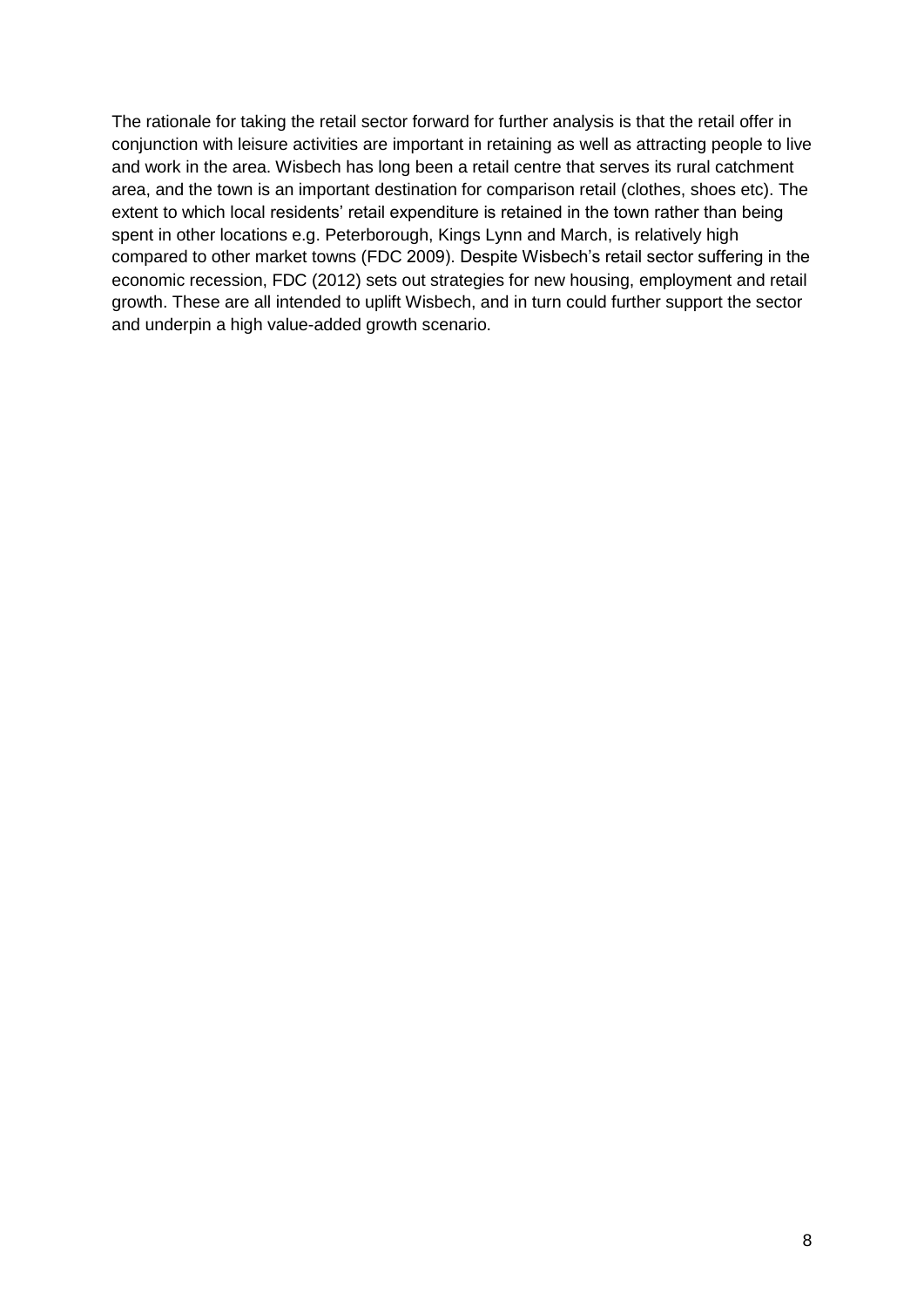The rationale for taking the retail sector forward for further analysis is that the retail offer in conjunction with leisure activities are important in retaining as well as attracting people to live and work in the area. Wisbech has long been a retail centre that serves its rural catchment area, and the town is an important destination for comparison retail (clothes, shoes etc). The extent to which local residents' retail expenditure is retained in the town rather than being spent in other locations e.g. Peterborough, Kings Lynn and March, is relatively high compared to other market towns (FDC 2009). Despite Wisbech's retail sector suffering in the economic recession, FDC (2012) sets out strategies for new housing, employment and retail growth. These are all intended to uplift Wisbech, and in turn could further support the sector and underpin a high value-added growth scenario.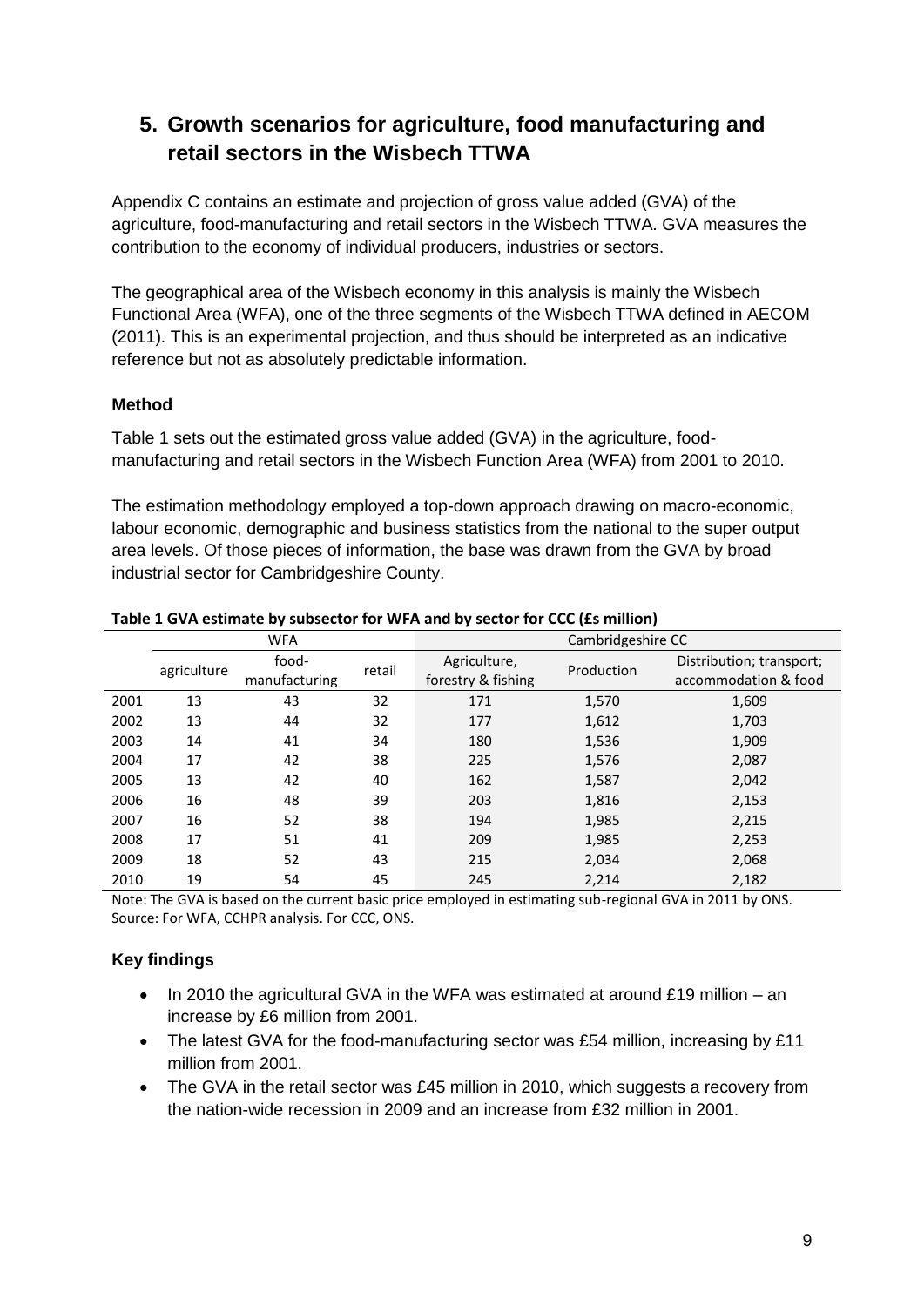## 5. Growth scenarios for agriculture, food manufacturing and retail sectors in the Wisbech TTWA

Appendix C contains an estimate and projection of gross value added (GVA) of the agriculture, food-manufacturing and retail sectors in the Wisbech TTWA. GVA measures the contribution to the economy of individual producers, industries or sectors.

The geographical area of the Wisbech economy in this analysis is mainly the Wisbech Functional Area (WFA), one of the three segments of the Wisbech TTWA defined in AECOM (2011). This is an experimental projection, and thus should be interpreted as an indicative reference but not as absolutely predictable information.

### Method

Table 1 sets out the estimated gross value added (GVA) in the agriculture, food-manufacturing and retail sectors in the Wisbech Function Area (WFA) from 2001 to 2010.

The estimation methodology employed a top-down approach drawing on macro-economic, labour economic, demographic and business statistics from the national to the super output area levels. Of those pieces of information, the base was drawn from the GVA by broad industrial sector for Cambridgeshire County.

**Table 1 GVA estimate by subsector for WFA and by sector for CCC (£s million)**

| | WFA | | | Cambridgeshire CC | | |
|---|---|---|---|---|---|---|
| | agriculture | food-manufacturing | retail | Agriculture, forestry & fishing | Production | Distribution; transport; accommodation & food |
| 2001 | 13 | 43 | 32 | 171 | 1,570 | 1,609 |
| 2002 | 13 | 44 | 32 | 177 | 1,612 | 1,703 |
| 2003 | 14 | 41 | 34 | 180 | 1,536 | 1,909 |
| 2004 | 17 | 42 | 38 | 225 | 1,576 | 2,087 |
| 2005 | 13 | 42 | 40 | 162 | 1,587 | 2,042 |
| 2006 | 16 | 48 | 39 | 203 | 1,816 | 2,153 |
| 2007 | 16 | 52 | 38 | 194 | 1,985 | 2,215 |
| 2008 | 17 | 51 | 41 | 209 | 1,985 | 2,253 |
| 2009 | 18 | 52 | 43 | 215 | 2,034 | 2,068 |
| 2010 | 19 | 54 | 45 | 245 | 2,214 | 2,182 |

Note: The GVA is based on the current basic price employed in estimating sub-regional GVA in 2011 by ONS.
Source: For WFA, CCHPR analysis. For CCC, ONS.

### Key findings

- In 2010 the agricultural GVA in the WFA was estimated at around £19 million – an increase by £6 million from 2001.
- The latest GVA for the food-manufacturing sector was £54 million, increasing by £11 million from 2001.
- The GVA in the retail sector was £45 million in 2010, which suggests a recovery from the nation-wide recession in 2009 and an increase from £32 million in 2001.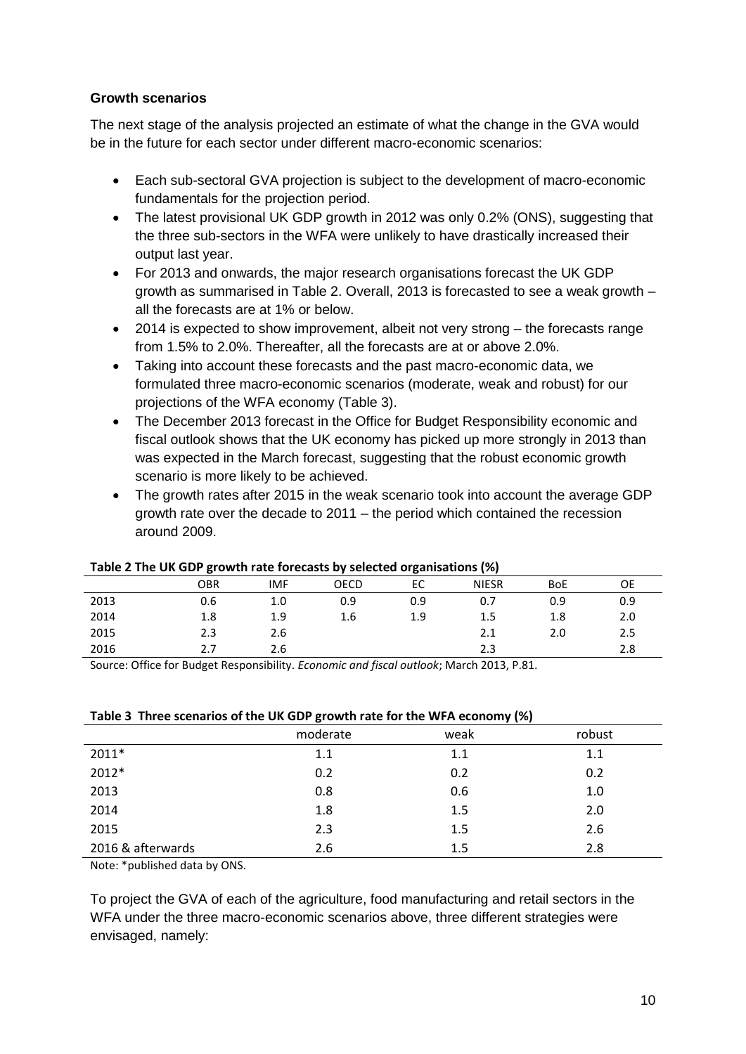### Growth scenarios

The next stage of the analysis projected an estimate of what the change in the GVA would be in the future for each sector under different macro-economic scenarios:

- Each sub-sectoral GVA projection is subject to the development of macro-economic fundamentals for the projection period.
- The latest provisional UK GDP growth in 2012 was only 0.2% (ONS), suggesting that the three sub-sectors in the WFA were unlikely to have drastically increased their output last year.
- For 2013 and onwards, the major research organisations forecast the UK GDP growth as summarised in Table 2. Overall, 2013 is forecasted to see a weak growth – all the forecasts are at 1% or below.
- 2014 is expected to show improvement, albeit not very strong – the forecasts range from 1.5% to 2.0%. Thereafter, all the forecasts are at or above 2.0%.
- Taking into account these forecasts and the past macro-economic data, we formulated three macro-economic scenarios (moderate, weak and robust) for our projections of the WFA economy (Table 3).
- The December 2013 forecast in the Office for Budget Responsibility economic and fiscal outlook shows that the UK economy has picked up more strongly in 2013 than was expected in the March forecast, suggesting that the robust economic growth scenario is more likely to be achieved.
- The growth rates after 2015 in the weak scenario took into account the average GDP growth rate over the decade to 2011 – the period which contained the recession around 2009.

**Table 2 The UK GDP growth rate forecasts by selected organisations (%)**

| | OBR | IMF | OECD | EC | NIESR | BoE | OE |
|---|---|---|---|---|---|---|---|
| 2013 | 0.6 | 1.0 | 0.9 | 0.9 | 0.7 | 0.9 | 0.9 |
| 2014 | 1.8 | 1.9 | 1.6 | 1.9 | 1.5 | 1.8 | 2.0 |
| 2015 | 2.3 | 2.6 | | | 2.1 | 2.0 | 2.5 |
| 2016 | 2.7 | 2.6 | | | 2.3 | | 2.8 |

Source: Office for Budget Responsibility. *Economic and fiscal outlook*; March 2013, P.81.

**Table 3 Three scenarios of the UK GDP growth rate for the WFA economy (%)**

| | moderate | weak | robust |
|---|---|---|---|
| 2011* | 1.1 | 1.1 | 1.1 |
| 2012* | 0.2 | 0.2 | 0.2 |
| 2013 | 0.8 | 0.6 | 1.0 |
| 2014 | 1.8 | 1.5 | 2.0 |
| 2015 | 2.3 | 1.5 | 2.6 |
| 2016 & afterwards | 2.6 | 1.5 | 2.8 |

Note: *published data by ONS.

To project the GVA of each of the agriculture, food manufacturing and retail sectors in the WFA under the three macro-economic scenarios above, three different strategies were envisaged, namely: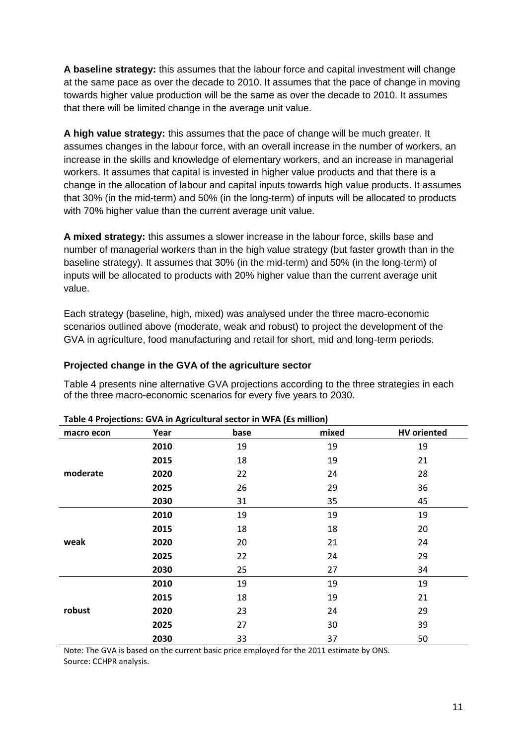**A baseline strategy:** this assumes that the labour force and capital investment will change at the same pace as over the decade to 2010. It assumes that the pace of change in moving towards higher value production will be the same as over the decade to 2010. It assumes that there will be limited change in the average unit value.

**A high value strategy:** this assumes that the pace of change will be much greater. It assumes changes in the labour force, with an overall increase in the number of workers, an increase in the skills and knowledge of elementary workers, and an increase in managerial workers. It assumes that capital is invested in higher value products and that there is a change in the allocation of labour and capital inputs towards high value products. It assumes that 30% (in the mid-term) and 50% (in the long-term) of inputs will be allocated to products with 70% higher value than the current average unit value.

**A mixed strategy:** this assumes a slower increase in the labour force, skills base and number of managerial workers than in the high value strategy (but faster growth than in the baseline strategy). It assumes that 30% (in the mid-term) and 50% (in the long-term) of inputs will be allocated to products with 20% higher value than the current average unit value.

Each strategy (baseline, high, mixed) was analysed under the three macro-economic scenarios outlined above (moderate, weak and robust) to project the development of the GVA in agriculture, food manufacturing and retail for short, mid and long-term periods.

### Projected change in the GVA of the agriculture sector

Table 4 presents nine alternative GVA projections according to the three strategies in each of the three macro-economic scenarios for every five years to 2030.

**Table 4 Projections: GVA in Agricultural sector in WFA (£s million)**

| macro econ | Year | base | mixed | HV oriented |
|---|---|---|---|---|
| moderate | 2010 | 19 | 19 | 19 |
| | 2015 | 18 | 19 | 21 |
| | 2020 | 22 | 24 | 28 |
| | 2025 | 26 | 29 | 36 |
| | 2030 | 31 | 35 | 45 |
| weak | 2010 | 19 | 19 | 19 |
| | 2015 | 18 | 18 | 20 |
| | 2020 | 20 | 21 | 24 |
| | 2025 | 22 | 24 | 29 |
| | 2030 | 25 | 27 | 34 |
| robust | 2010 | 19 | 19 | 19 |
| | 2015 | 18 | 19 | 21 |
| | 2020 | 23 | 24 | 29 |
| | 2025 | 27 | 30 | 39 |
| | 2030 | 33 | 37 | 50 |

Note: The GVA is based on the current basic price employed for the 2011 estimate by ONS.
Source: CCHPR analysis.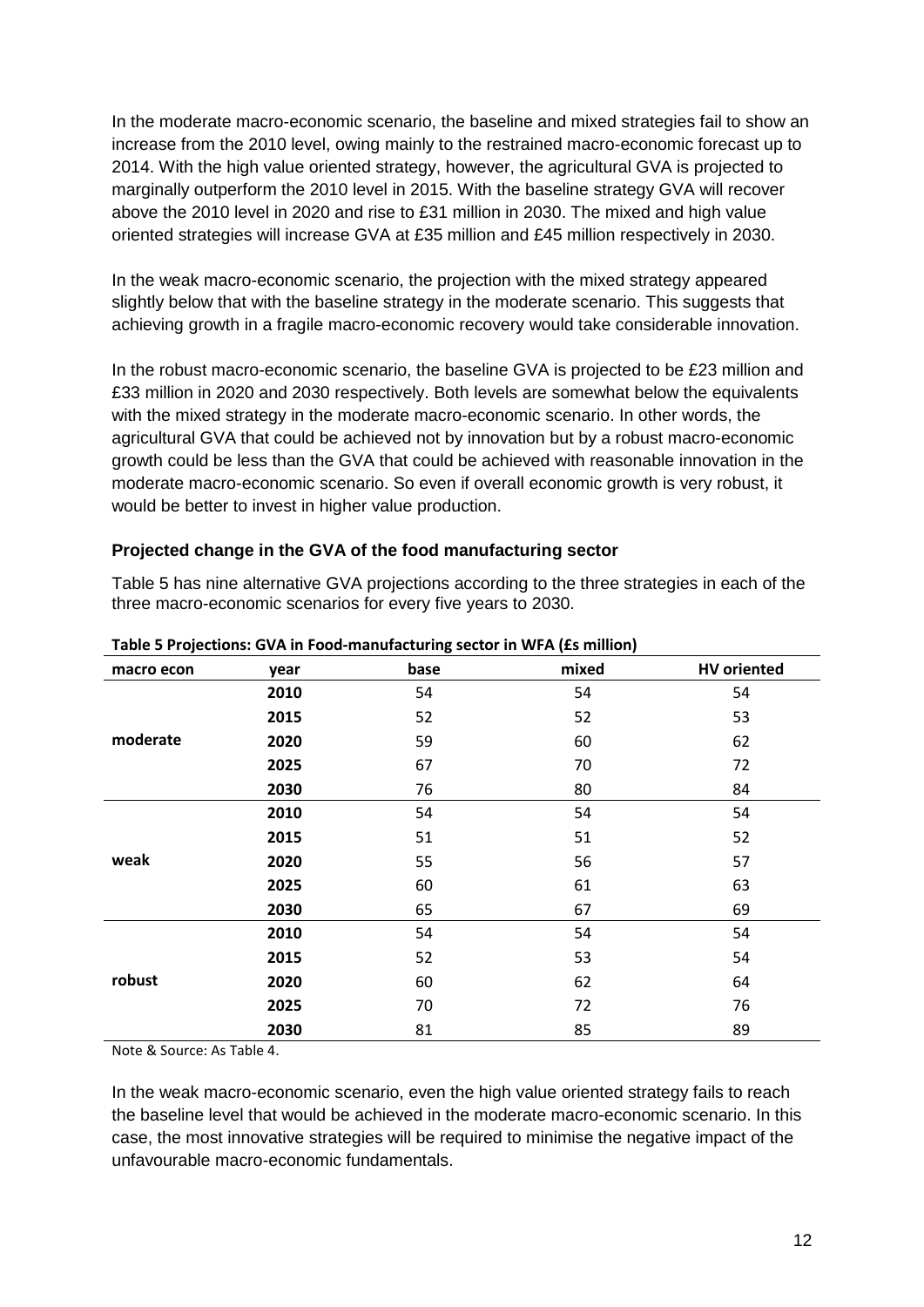In the moderate macro-economic scenario, the baseline and mixed strategies fail to show an increase from the 2010 level, owing mainly to the restrained macro-economic forecast up to 2014. With the high value oriented strategy, however, the agricultural GVA is projected to marginally outperform the 2010 level in 2015. With the baseline strategy GVA will recover above the 2010 level in 2020 and rise to £31 million in 2030. The mixed and high value oriented strategies will increase GVA at £35 million and £45 million respectively in 2030.

In the weak macro-economic scenario, the projection with the mixed strategy appeared slightly below that with the baseline strategy in the moderate scenario. This suggests that achieving growth in a fragile macro-economic recovery would take considerable innovation.

In the robust macro-economic scenario, the baseline GVA is projected to be £23 million and £33 million in 2020 and 2030 respectively. Both levels are somewhat below the equivalents with the mixed strategy in the moderate macro-economic scenario. In other words, the agricultural GVA that could be achieved not by innovation but by a robust macro-economic growth could be less than the GVA that could be achieved with reasonable innovation in the moderate macro-economic scenario. So even if overall economic growth is very robust, it would be better to invest in higher value production.

### Projected change in the GVA of the food manufacturing sector

Table 5 has nine alternative GVA projections according to the three strategies in each of the three macro-economic scenarios for every five years to 2030.

**Table 5 Projections: GVA in Food-manufacturing sector in WFA (£s million)**

| macro econ | year | base | mixed | HV oriented |
|---|---|---|---|---|
| moderate | 2010 | 54 | 54 | 54 |
| | 2015 | 52 | 52 | 53 |
| | 2020 | 59 | 60 | 62 |
| | 2025 | 67 | 70 | 72 |
| | 2030 | 76 | 80 | 84 |
| weak | 2010 | 54 | 54 | 54 |
| | 2015 | 51 | 51 | 52 |
| | 2020 | 55 | 56 | 57 |
| | 2025 | 60 | 61 | 63 |
| | 2030 | 65 | 67 | 69 |
| robust | 2010 | 54 | 54 | 54 |
| | 2015 | 52 | 53 | 54 |
| | 2020 | 60 | 62 | 64 |
| | 2025 | 70 | 72 | 76 |
| | 2030 | 81 | 85 | 89 |

Note & Source: As Table 4.

In the weak macro-economic scenario, even the high value oriented strategy fails to reach the baseline level that would be achieved in the moderate macro-economic scenario. In this case, the most innovative strategies will be required to minimise the negative impact of the unfavourable macro-economic fundamentals.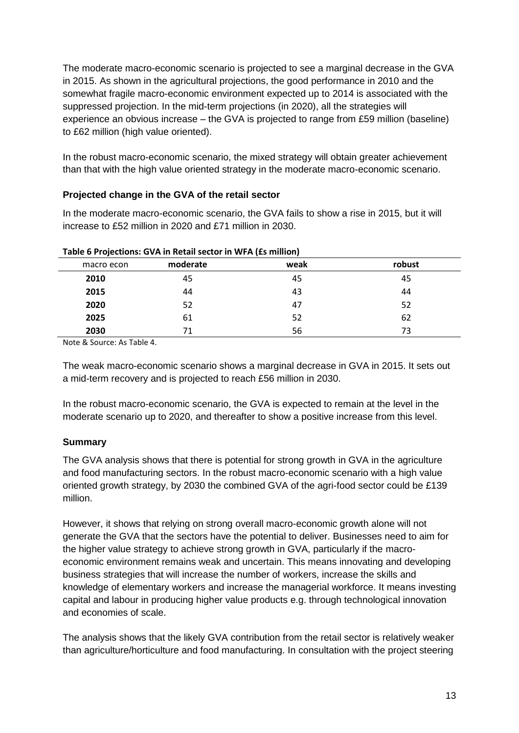The moderate macro-economic scenario is projected to see a marginal decrease in the GVA in 2015. As shown in the agricultural projections, the good performance in 2010 and the somewhat fragile macro-economic environment expected up to 2014 is associated with the suppressed projection. In the mid-term projections (in 2020), all the strategies will experience an obvious increase – the GVA is projected to range from £59 million (baseline) to £62 million (high value oriented).

In the robust macro-economic scenario, the mixed strategy will obtain greater achievement than that with the high value oriented strategy in the moderate macro-economic scenario.

### Projected change in the GVA of the retail sector

In the moderate macro-economic scenario, the GVA fails to show a rise in 2015, but it will increase to £52 million in 2020 and £71 million in 2030.

**Table 6 Projections: GVA in Retail sector in WFA (£s million)**

| macro econ | moderate | weak | robust |
|---|---|---|---|
| **2010** | 45 | 45 | 45 |
| **2015** | 44 | 43 | 44 |
| **2020** | 52 | 47 | 52 |
| **2025** | 61 | 52 | 62 |
| **2030** | 71 | 56 | 73 |

Note & Source: As Table 4.

The weak macro-economic scenario shows a marginal decrease in GVA in 2015. It sets out a mid-term recovery and is projected to reach £56 million in 2030.

In the robust macro-economic scenario, the GVA is expected to remain at the level in the moderate scenario up to 2020, and thereafter to show a positive increase from this level.

### Summary

The GVA analysis shows that there is potential for strong growth in GVA in the agriculture and food manufacturing sectors. In the robust macro-economic scenario with a high value oriented growth strategy, by 2030 the combined GVA of the agri-food sector could be £139 million.

However, it shows that relying on strong overall macro-economic growth alone will not generate the GVA that the sectors have the potential to deliver. Businesses need to aim for the higher value strategy to achieve strong growth in GVA, particularly if the macro-economic environment remains weak and uncertain. This means innovating and developing business strategies that will increase the number of workers, increase the skills and knowledge of elementary workers and increase the managerial workforce. It means investing capital and labour in producing higher value products e.g. through technological innovation and economies of scale.

The analysis shows that the likely GVA contribution from the retail sector is relatively weaker than agriculture/horticulture and food manufacturing. In consultation with the project steering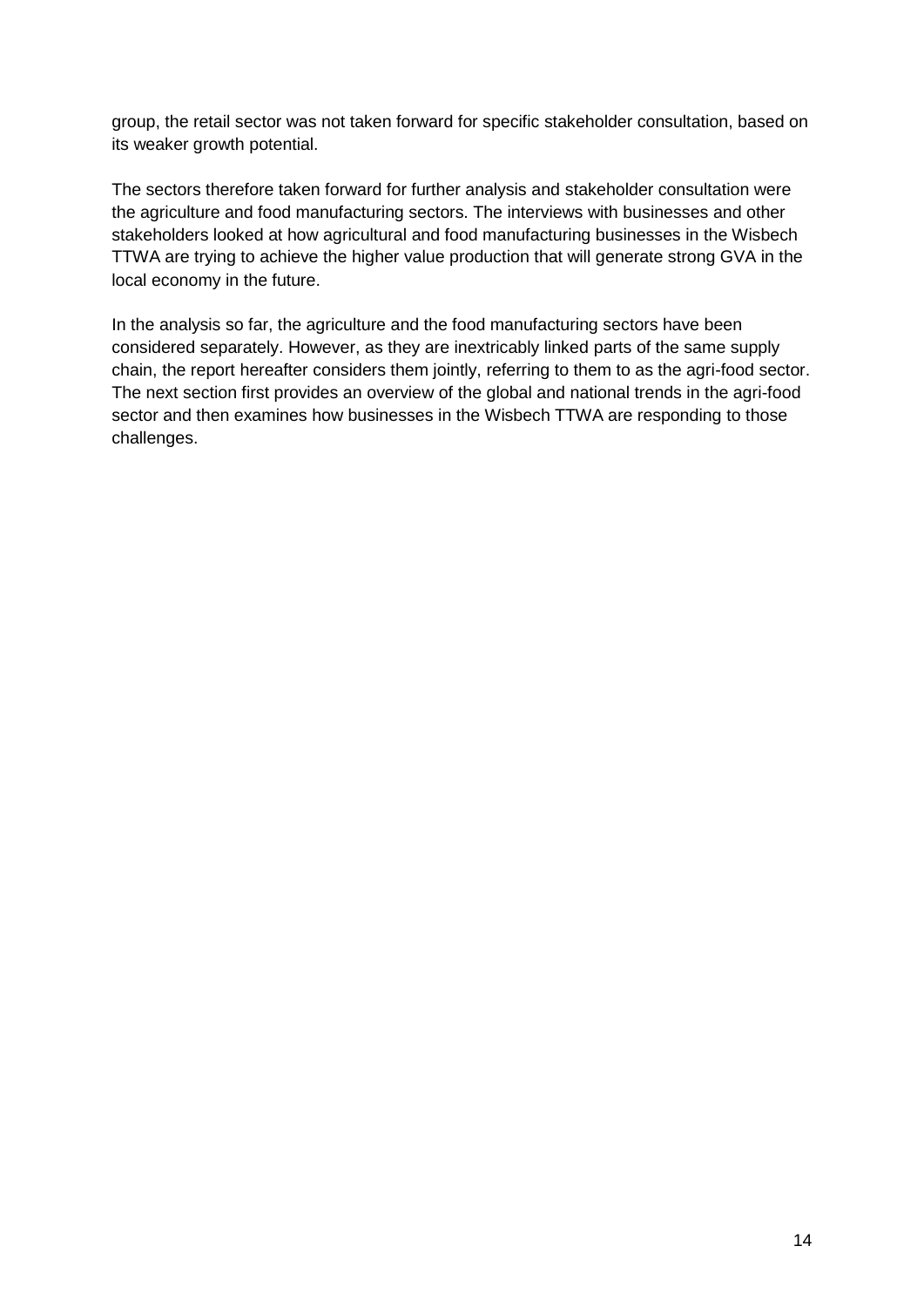group, the retail sector was not taken forward for specific stakeholder consultation, based on its weaker growth potential.

The sectors therefore taken forward for further analysis and stakeholder consultation were the agriculture and food manufacturing sectors. The interviews with businesses and other stakeholders looked at how agricultural and food manufacturing businesses in the Wisbech TTWA are trying to achieve the higher value production that will generate strong GVA in the local economy in the future.

In the analysis so far, the agriculture and the food manufacturing sectors have been considered separately. However, as they are inextricably linked parts of the same supply chain, the report hereafter considers them jointly, referring to them to as the agri-food sector. The next section first provides an overview of the global and national trends in the agri-food sector and then examines how businesses in the Wisbech TTWA are responding to those challenges.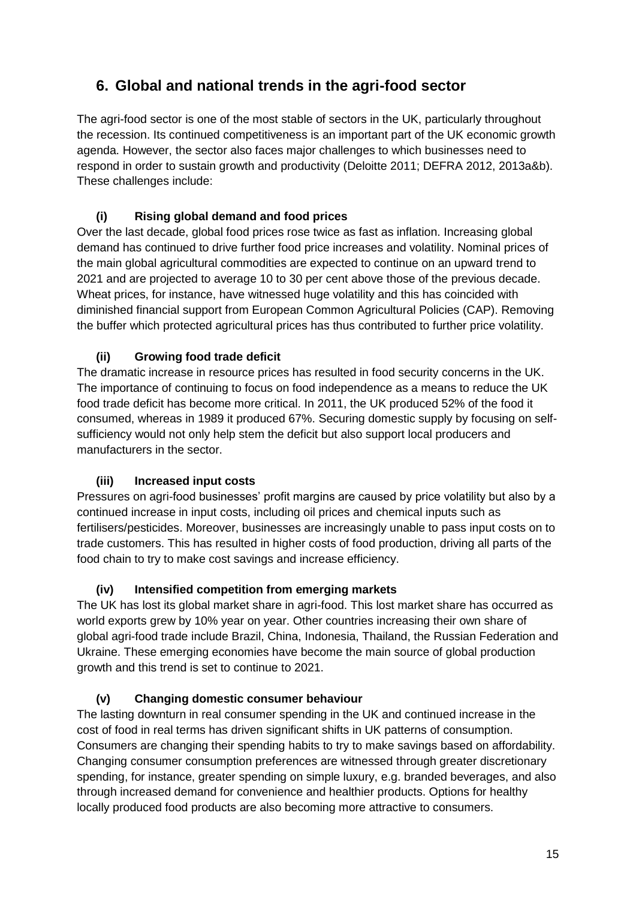## 6. Global and national trends in the agri-food sector

The agri-food sector is one of the most stable of sectors in the UK, particularly throughout the recession. Its continued competitiveness is an important part of the UK economic growth agenda. However, the sector also faces major challenges to which businesses need to respond in order to sustain growth and productivity (Deloitte 2011; DEFRA 2012, 2013a&b). These challenges include:

### (i) Rising global demand and food prices

Over the last decade, global food prices rose twice as fast as inflation. Increasing global demand has continued to drive further food price increases and volatility. Nominal prices of the main global agricultural commodities are expected to continue on an upward trend to 2021 and are projected to average 10 to 30 per cent above those of the previous decade. Wheat prices, for instance, have witnessed huge volatility and this has coincided with diminished financial support from European Common Agricultural Policies (CAP). Removing the buffer which protected agricultural prices has thus contributed to further price volatility.

### (ii) Growing food trade deficit

The dramatic increase in resource prices has resulted in food security concerns in the UK. The importance of continuing to focus on food independence as a means to reduce the UK food trade deficit has become more critical. In 2011, the UK produced 52% of the food it consumed, whereas in 1989 it produced 67%. Securing domestic supply by focusing on self-sufficiency would not only help stem the deficit but also support local producers and manufacturers in the sector.

### (iii) Increased input costs

Pressures on agri-food businesses' profit margins are caused by price volatility but also by a continued increase in input costs, including oil prices and chemical inputs such as fertilisers/pesticides. Moreover, businesses are increasingly unable to pass input costs on to trade customers. This has resulted in higher costs of food production, driving all parts of the food chain to try to make cost savings and increase efficiency.

### (iv) Intensified competition from emerging markets

The UK has lost its global market share in agri-food. This lost market share has occurred as world exports grew by 10% year on year. Other countries increasing their own share of global agri-food trade include Brazil, China, Indonesia, Thailand, the Russian Federation and Ukraine. These emerging economies have become the main source of global production growth and this trend is set to continue to 2021.

### (v) Changing domestic consumer behaviour

The lasting downturn in real consumer spending in the UK and continued increase in the cost of food in real terms has driven significant shifts in UK patterns of consumption. Consumers are changing their spending habits to try to make savings based on affordability. Changing consumer consumption preferences are witnessed through greater discretionary spending, for instance, greater spending on simple luxury, e.g. branded beverages, and also through increased demand for convenience and healthier products. Options for healthy locally produced food products are also becoming more attractive to consumers.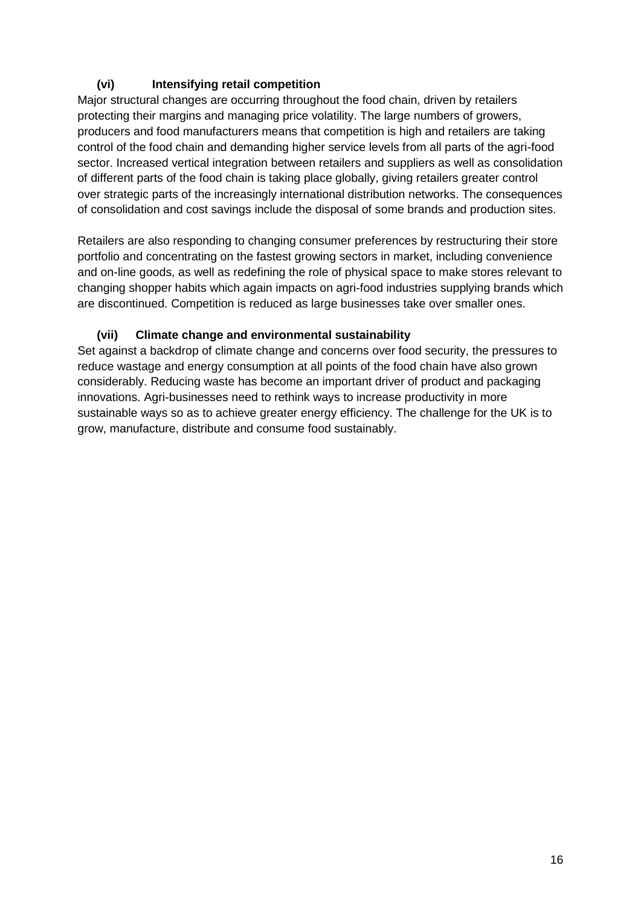### (vi) Intensifying retail competition

Major structural changes are occurring throughout the food chain, driven by retailers protecting their margins and managing price volatility. The large numbers of growers, producers and food manufacturers means that competition is high and retailers are taking control of the food chain and demanding higher service levels from all parts of the agri-food sector. Increased vertical integration between retailers and suppliers as well as consolidation of different parts of the food chain is taking place globally, giving retailers greater control over strategic parts of the increasingly international distribution networks. The consequences of consolidation and cost savings include the disposal of some brands and production sites.

Retailers are also responding to changing consumer preferences by restructuring their store portfolio and concentrating on the fastest growing sectors in market, including convenience and on-line goods, as well as redefining the role of physical space to make stores relevant to changing shopper habits which again impacts on agri-food industries supplying brands which are discontinued. Competition is reduced as large businesses take over smaller ones.

### (vii) Climate change and environmental sustainability

Set against a backdrop of climate change and concerns over food security, the pressures to reduce wastage and energy consumption at all points of the food chain have also grown considerably. Reducing waste has become an important driver of product and packaging innovations. Agri-businesses need to rethink ways to increase productivity in more sustainable ways so as to achieve greater energy efficiency. The challenge for the UK is to grow, manufacture, distribute and consume food sustainably.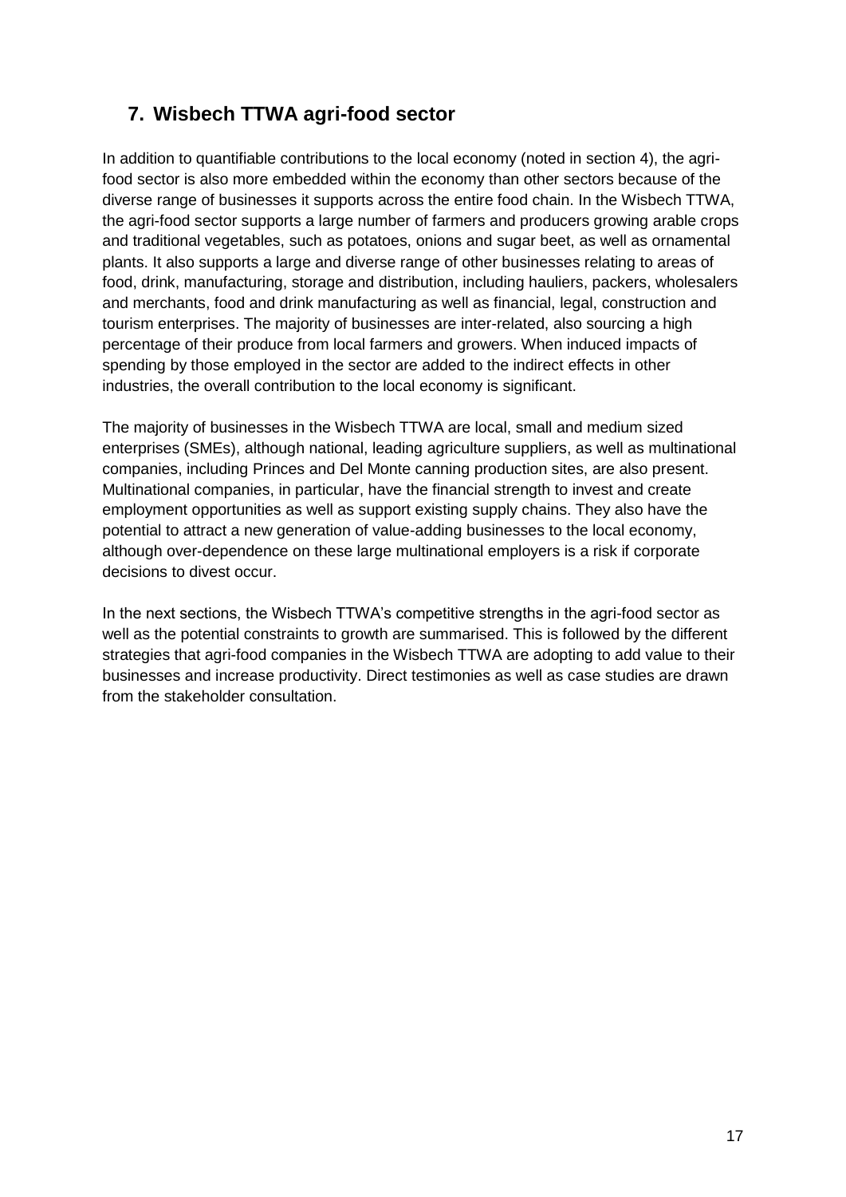## 7. Wisbech TTWA agri-food sector

In addition to quantifiable contributions to the local economy (noted in section 4), the agri-food sector is also more embedded within the economy than other sectors because of the diverse range of businesses it supports across the entire food chain. In the Wisbech TTWA, the agri-food sector supports a large number of farmers and producers growing arable crops and traditional vegetables, such as potatoes, onions and sugar beet, as well as ornamental plants. It also supports a large and diverse range of other businesses relating to areas of food, drink, manufacturing, storage and distribution, including hauliers, packers, wholesalers and merchants, food and drink manufacturing as well as financial, legal, construction and tourism enterprises. The majority of businesses are inter-related, also sourcing a high percentage of their produce from local farmers and growers. When induced impacts of spending by those employed in the sector are added to the indirect effects in other industries, the overall contribution to the local economy is significant.

The majority of businesses in the Wisbech TTWA are local, small and medium sized enterprises (SMEs), although national, leading agriculture suppliers, as well as multinational companies, including Princes and Del Monte canning production sites, are also present. Multinational companies, in particular, have the financial strength to invest and create employment opportunities as well as support existing supply chains. They also have the potential to attract a new generation of value-adding businesses to the local economy, although over-dependence on these large multinational employers is a risk if corporate decisions to divest occur.

In the next sections, the Wisbech TTWA's competitive strengths in the agri-food sector as well as the potential constraints to growth are summarised. This is followed by the different strategies that agri-food companies in the Wisbech TTWA are adopting to add value to their businesses and increase productivity. Direct testimonies as well as case studies are drawn from the stakeholder consultation.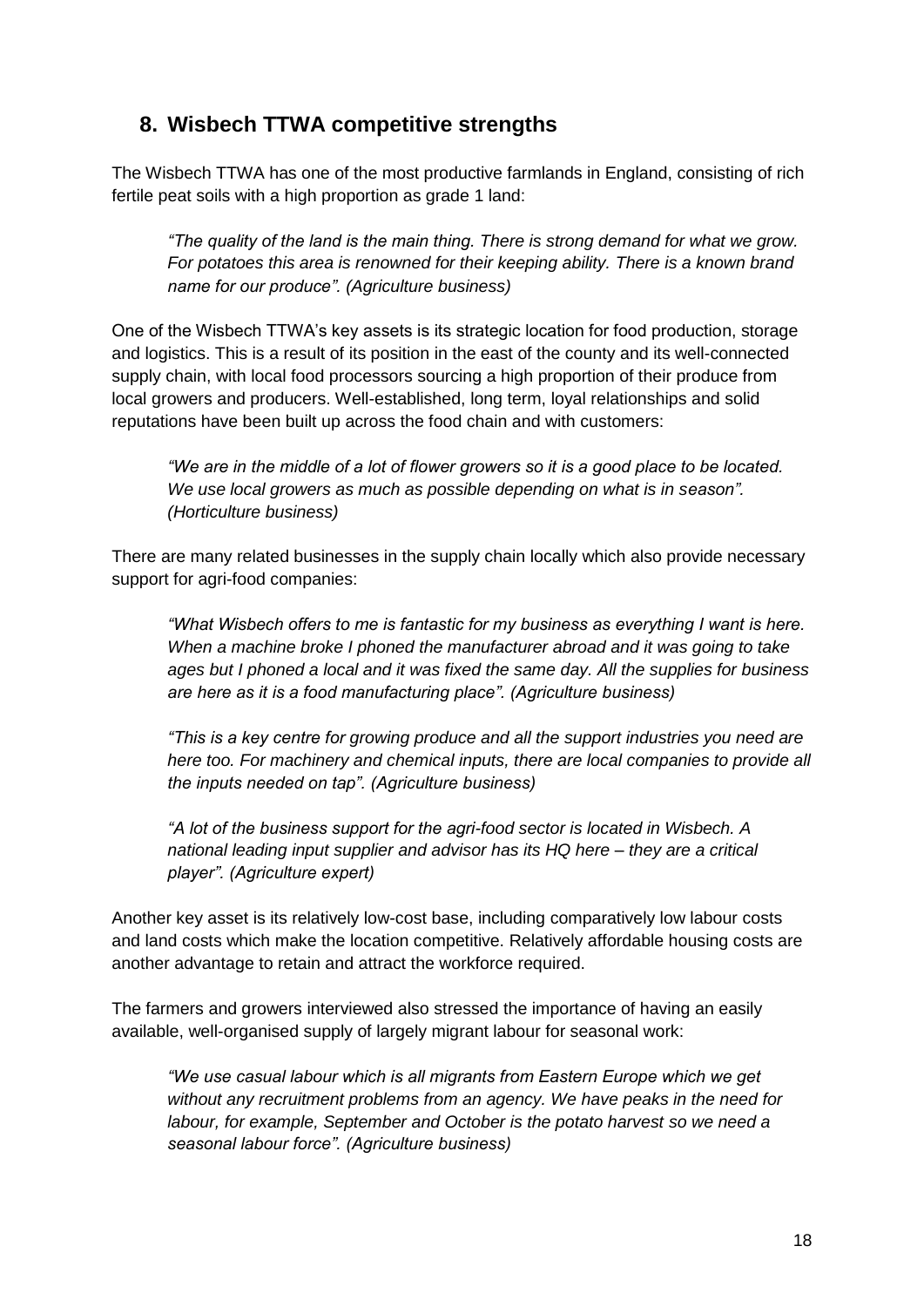## 8. Wisbech TTWA competitive strengths

The Wisbech TTWA has one of the most productive farmlands in England, consisting of rich fertile peat soils with a high proportion as grade 1 land:

> *"The quality of the land is the main thing. There is strong demand for what we grow. For potatoes this area is renowned for their keeping ability. There is a known brand name for our produce". (Agriculture business)*

One of the Wisbech TTWA's key assets is its strategic location for food production, storage and logistics. This is a result of its position in the east of the county and its well-connected supply chain, with local food processors sourcing a high proportion of their produce from local growers and producers. Well-established, long term, loyal relationships and solid reputations have been built up across the food chain and with customers:

> *"We are in the middle of a lot of flower growers so it is a good place to be located. We use local growers as much as possible depending on what is in season". (Horticulture business)*

There are many related businesses in the supply chain locally which also provide necessary support for agri-food companies:

> *"What Wisbech offers to me is fantastic for my business as everything I want is here. When a machine broke I phoned the manufacturer abroad and it was going to take ages but I phoned a local and it was fixed the same day. All the supplies for business are here as it is a food manufacturing place". (Agriculture business)*

> *"This is a key centre for growing produce and all the support industries you need are here too. For machinery and chemical inputs, there are local companies to provide all the inputs needed on tap". (Agriculture business)*

> *"A lot of the business support for the agri-food sector is located in Wisbech. A national leading input supplier and advisor has its HQ here – they are a critical player". (Agriculture expert)*

Another key asset is its relatively low-cost base, including comparatively low labour costs and land costs which make the location competitive. Relatively affordable housing costs are another advantage to retain and attract the workforce required.

The farmers and growers interviewed also stressed the importance of having an easily available, well-organised supply of largely migrant labour for seasonal work:

> *"We use casual labour which is all migrants from Eastern Europe which we get without any recruitment problems from an agency. We have peaks in the need for labour, for example, September and October is the potato harvest so we need a seasonal labour force". (Agriculture business)*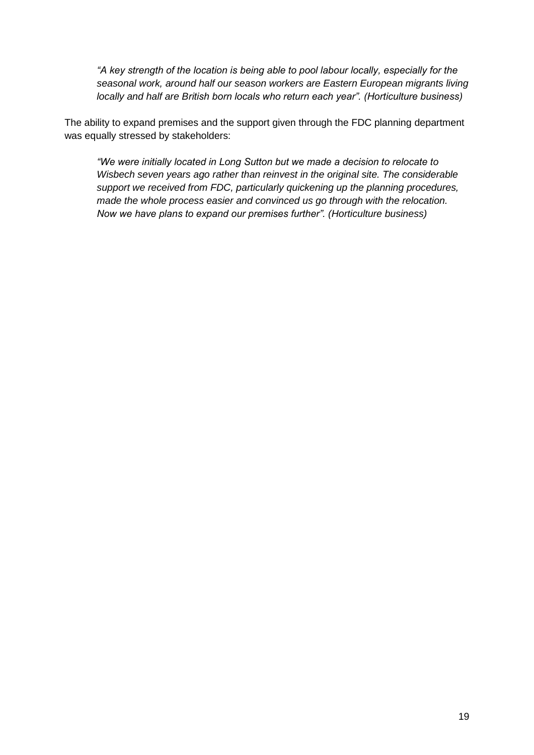> *"A key strength of the location is being able to pool labour locally, especially for the seasonal work, around half our season workers are Eastern European migrants living locally and half are British born locals who return each year". (Horticulture business)*

The ability to expand premises and the support given through the FDC planning department was equally stressed by stakeholders:

> *"We were initially located in Long Sutton but we made a decision to relocate to Wisbech seven years ago rather than reinvest in the original site. The considerable support we received from FDC, particularly quickening up the planning procedures, made the whole process easier and convinced us go through with the relocation. Now we have plans to expand our premises further". (Horticulture business)*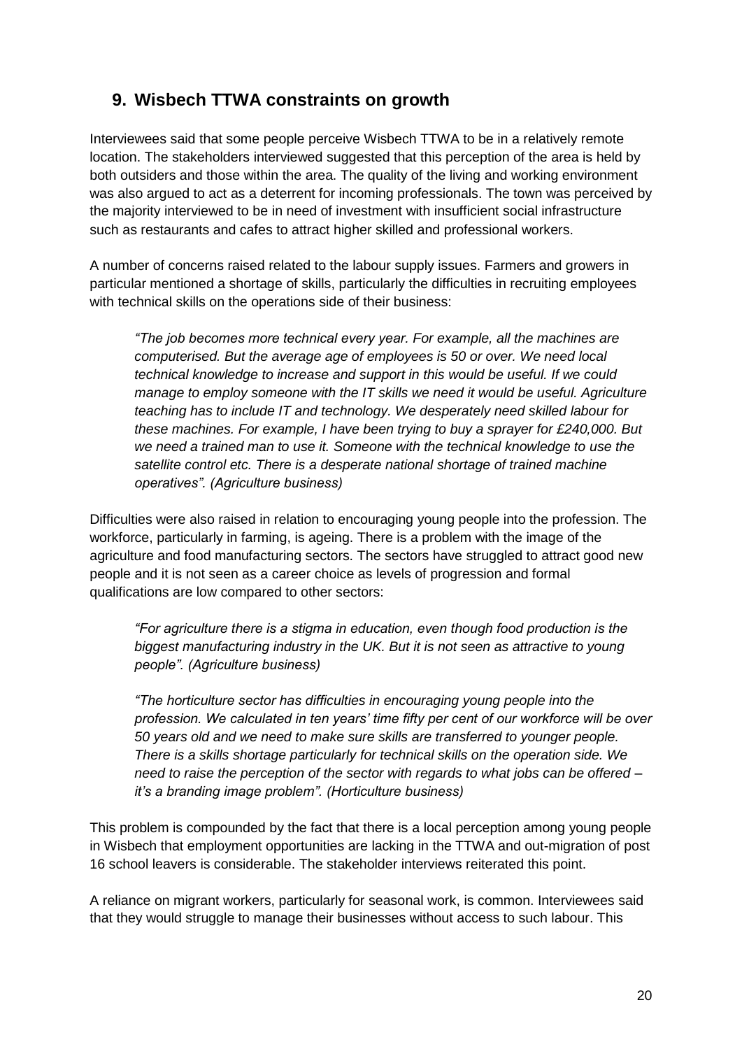## 9. Wisbech TTWA constraints on growth

Interviewees said that some people perceive Wisbech TTWA to be in a relatively remote location. The stakeholders interviewed suggested that this perception of the area is held by both outsiders and those within the area. The quality of the living and working environment was also argued to act as a deterrent for incoming professionals. The town was perceived by the majority interviewed to be in need of investment with insufficient social infrastructure such as restaurants and cafes to attract higher skilled and professional workers.

A number of concerns raised related to the labour supply issues. Farmers and growers in particular mentioned a shortage of skills, particularly the difficulties in recruiting employees with technical skills on the operations side of their business:

> *"The job becomes more technical every year. For example, all the machines are computerised. But the average age of employees is 50 or over. We need local technical knowledge to increase and support in this would be useful. If we could manage to employ someone with the IT skills we need it would be useful. Agriculture teaching has to include IT and technology. We desperately need skilled labour for these machines. For example, I have been trying to buy a sprayer for £240,000. But we need a trained man to use it. Someone with the technical knowledge to use the satellite control etc. There is a desperate national shortage of trained machine operatives". (Agriculture business)*

Difficulties were also raised in relation to encouraging young people into the profession. The workforce, particularly in farming, is ageing. There is a problem with the image of the agriculture and food manufacturing sectors. The sectors have struggled to attract good new people and it is not seen as a career choice as levels of progression and formal qualifications are low compared to other sectors:

> *"For agriculture there is a stigma in education, even though food production is the biggest manufacturing industry in the UK. But it is not seen as attractive to young people". (Agriculture business)*

> *"The horticulture sector has difficulties in encouraging young people into the profession. We calculated in ten years' time fifty per cent of our workforce will be over 50 years old and we need to make sure skills are transferred to younger people. There is a skills shortage particularly for technical skills on the operation side. We need to raise the perception of the sector with regards to what jobs can be offered – it's a branding image problem". (Horticulture business)*

This problem is compounded by the fact that there is a local perception among young people in Wisbech that employment opportunities are lacking in the TTWA and out-migration of post 16 school leavers is considerable. The stakeholder interviews reiterated this point.

A reliance on migrant workers, particularly for seasonal work, is common. Interviewees said that they would struggle to manage their businesses without access to such labour. This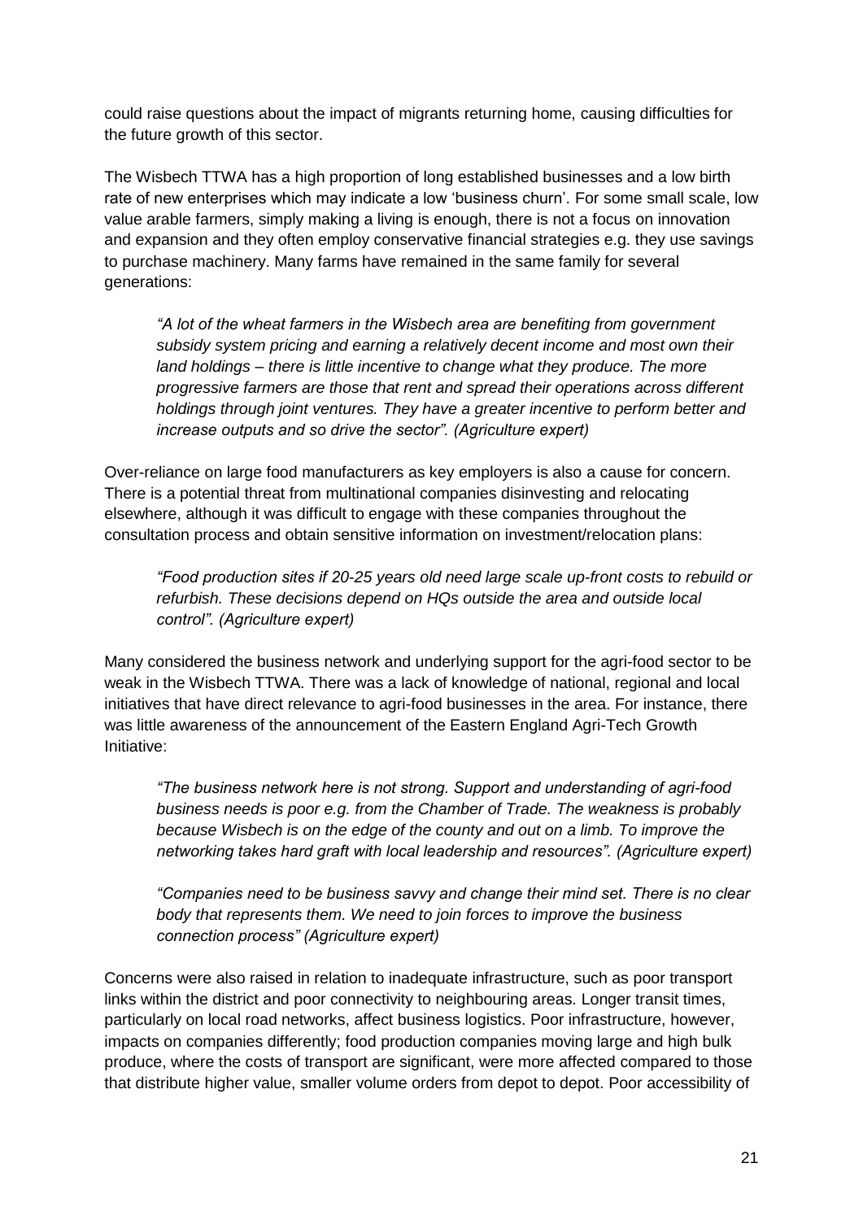could raise questions about the impact of migrants returning home, causing difficulties for the future growth of this sector.

The Wisbech TTWA has a high proportion of long established businesses and a low birth rate of new enterprises which may indicate a low 'business churn'. For some small scale, low value arable farmers, simply making a living is enough, there is not a focus on innovation and expansion and they often employ conservative financial strategies e.g. they use savings to purchase machinery. Many farms have remained in the same family for several generations:

> *"A lot of the wheat farmers in the Wisbech area are benefiting from government subsidy system pricing and earning a relatively decent income and most own their land holdings – there is little incentive to change what they produce. The more progressive farmers are those that rent and spread their operations across different holdings through joint ventures. They have a greater incentive to perform better and increase outputs and so drive the sector". (Agriculture expert)*

Over-reliance on large food manufacturers as key employers is also a cause for concern. There is a potential threat from multinational companies disinvesting and relocating elsewhere, although it was difficult to engage with these companies throughout the consultation process and obtain sensitive information on investment/relocation plans:

> *"Food production sites if 20-25 years old need large scale up-front costs to rebuild or refurbish. These decisions depend on HQs outside the area and outside local control". (Agriculture expert)*

Many considered the business network and underlying support for the agri-food sector to be weak in the Wisbech TTWA. There was a lack of knowledge of national, regional and local initiatives that have direct relevance to agri-food businesses in the area. For instance, there was little awareness of the announcement of the Eastern England Agri-Tech Growth Initiative:

> *"The business network here is not strong. Support and understanding of agri-food business needs is poor e.g. from the Chamber of Trade. The weakness is probably because Wisbech is on the edge of the county and out on a limb. To improve the networking takes hard graft with local leadership and resources". (Agriculture expert)*

> *"Companies need to be business savvy and change their mind set. There is no clear body that represents them. We need to join forces to improve the business connection process" (Agriculture expert)*

Concerns were also raised in relation to inadequate infrastructure, such as poor transport links within the district and poor connectivity to neighbouring areas. Longer transit times, particularly on local road networks, affect business logistics. Poor infrastructure, however, impacts on companies differently; food production companies moving large and high bulk produce, where the costs of transport are significant, were more affected compared to those that distribute higher value, smaller volume orders from depot to depot. Poor accessibility of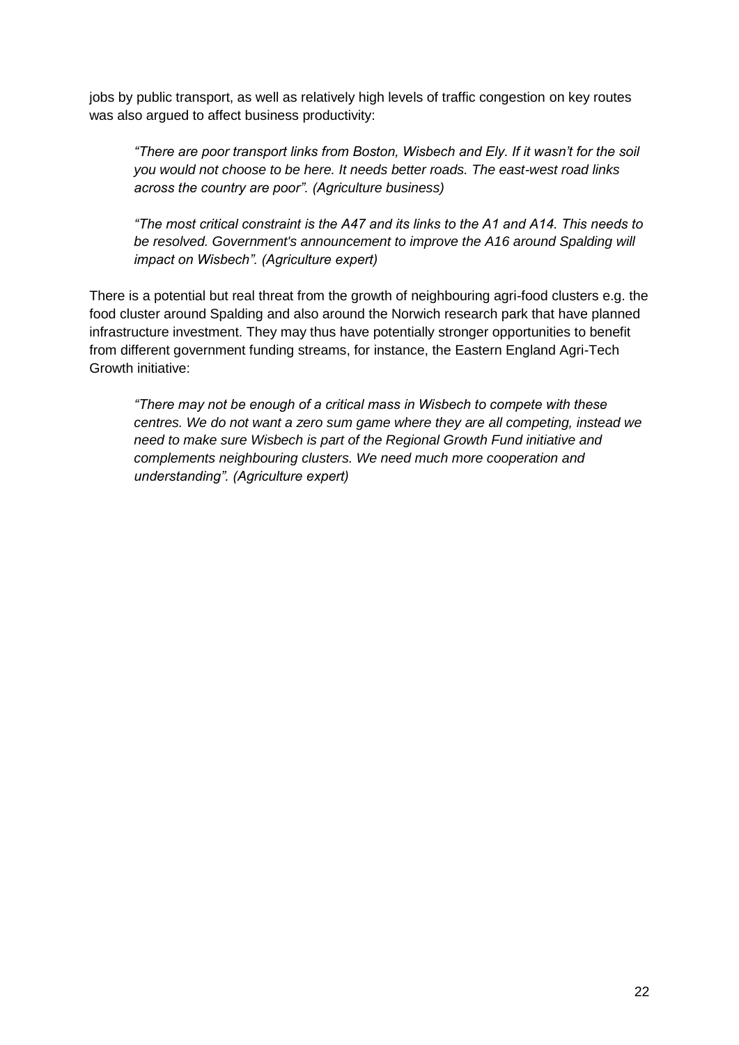jobs by public transport, as well as relatively high levels of traffic congestion on key routes was also argued to affect business productivity:

> *"There are poor transport links from Boston, Wisbech and Ely. If it wasn't for the soil you would not choose to be here. It needs better roads. The east-west road links across the country are poor". (Agriculture business)*

> *"The most critical constraint is the A47 and its links to the A1 and A14. This needs to be resolved. Government's announcement to improve the A16 around Spalding will impact on Wisbech". (Agriculture expert)*

There is a potential but real threat from the growth of neighbouring agri-food clusters e.g. the food cluster around Spalding and also around the Norwich research park that have planned infrastructure investment. They may thus have potentially stronger opportunities to benefit from different government funding streams, for instance, the Eastern England Agri-Tech Growth initiative:

> *"There may not be enough of a critical mass in Wisbech to compete with these centres. We do not want a zero sum game where they are all competing, instead we need to make sure Wisbech is part of the Regional Growth Fund initiative and complements neighbouring clusters. We need much more cooperation and understanding". (Agriculture expert)*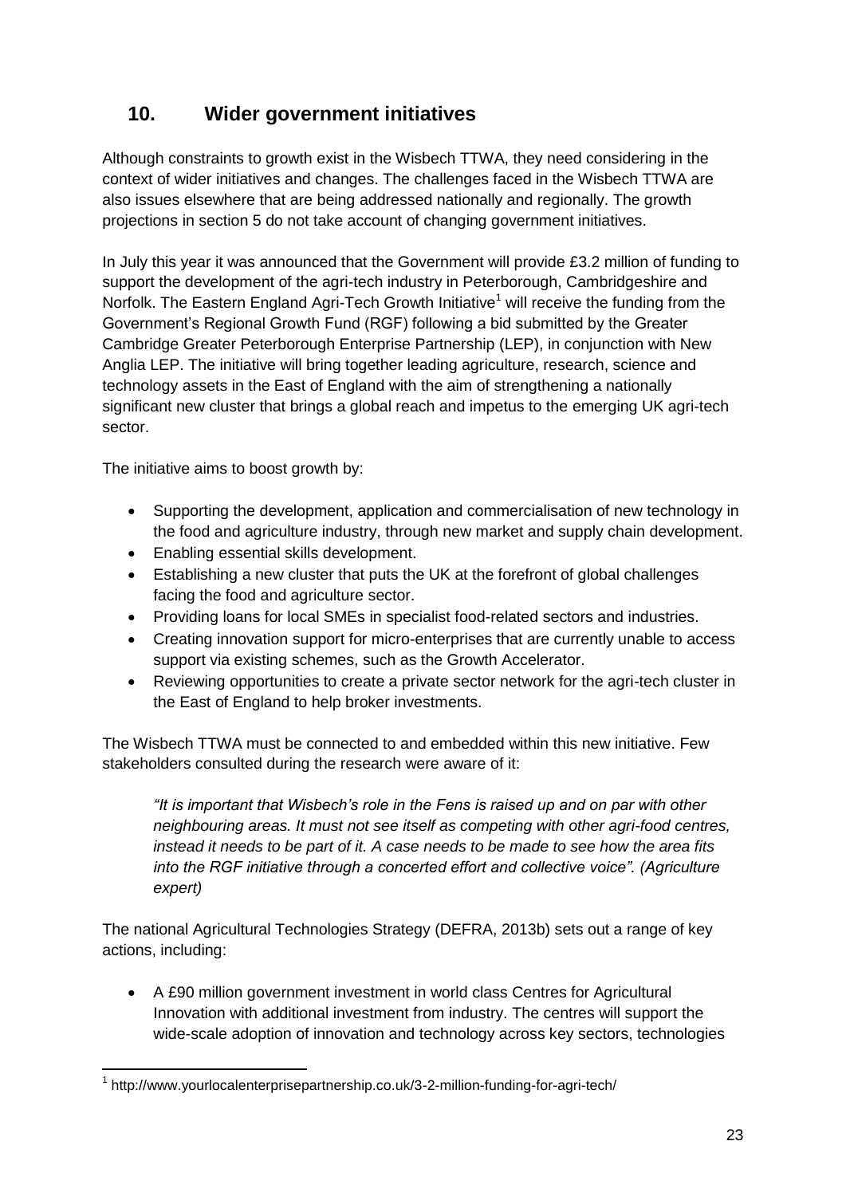## 10. Wider government initiatives

Although constraints to growth exist in the Wisbech TTWA, they need considering in the context of wider initiatives and changes. The challenges faced in the Wisbech TTWA are also issues elsewhere that are being addressed nationally and regionally. The growth projections in section 5 do not take account of changing government initiatives.

In July this year it was announced that the Government will provide £3.2 million of funding to support the development of the agri-tech industry in Peterborough, Cambridgeshire and Norfolk. The Eastern England Agri-Tech Growth Initiative[1] will receive the funding from the Government's Regional Growth Fund (RGF) following a bid submitted by the Greater Cambridge Greater Peterborough Enterprise Partnership (LEP), in conjunction with New Anglia LEP. The initiative will bring together leading agriculture, research, science and technology assets in the East of England with the aim of strengthening a nationally significant new cluster that brings a global reach and impetus to the emerging UK agri-tech sector.

The initiative aims to boost growth by:

- Supporting the development, application and commercialisation of new technology in the food and agriculture industry, through new market and supply chain development.
- Enabling essential skills development.
- Establishing a new cluster that puts the UK at the forefront of global challenges facing the food and agriculture sector.
- Providing loans for local SMEs in specialist food-related sectors and industries.
- Creating innovation support for micro-enterprises that are currently unable to access support via existing schemes, such as the Growth Accelerator.
- Reviewing opportunities to create a private sector network for the agri-tech cluster in the East of England to help broker investments.

The Wisbech TTWA must be connected to and embedded within this new initiative. Few stakeholders consulted during the research were aware of it:

> *"It is important that Wisbech's role in the Fens is raised up and on par with other neighbouring areas. It must not see itself as competing with other agri-food centres, instead it needs to be part of it. A case needs to be made to see how the area fits into the RGF initiative through a concerted effort and collective voice". (Agriculture expert)*

The national Agricultural Technologies Strategy (DEFRA, 2013b) sets out a range of key actions, including:

- A £90 million government investment in world class Centres for Agricultural Innovation with additional investment from industry. The centres will support the wide-scale adoption of innovation and technology across key sectors, technologies

[1] http://www.yourlocalenterprisepartnership.co.uk/3-2-million-funding-for-agri-tech/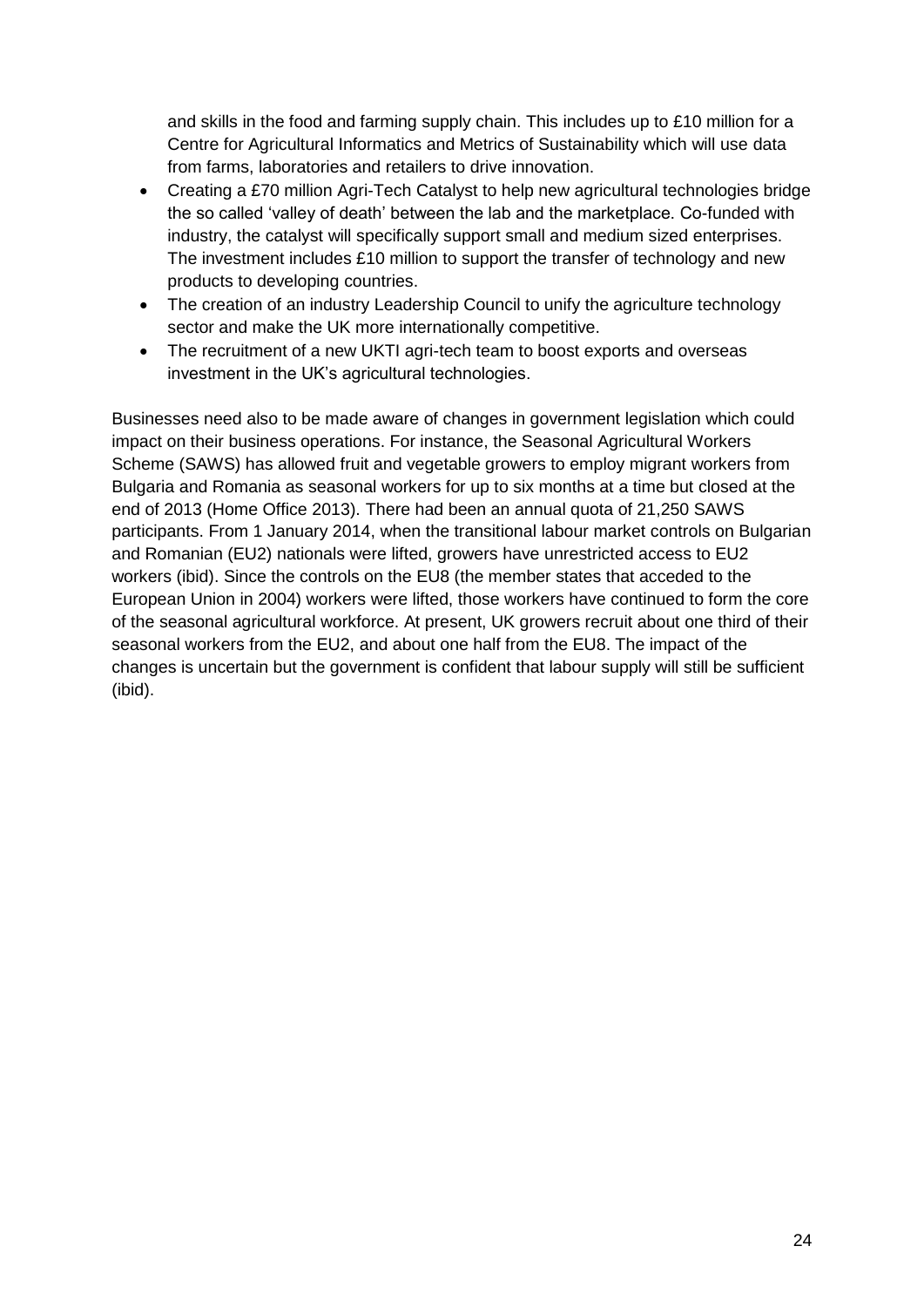and skills in the food and farming supply chain. This includes up to £10 million for a Centre for Agricultural Informatics and Metrics of Sustainability which will use data from farms, laboratories and retailers to drive innovation.

- Creating a £70 million Agri-Tech Catalyst to help new agricultural technologies bridge the so called 'valley of death' between the lab and the marketplace. Co-funded with industry, the catalyst will specifically support small and medium sized enterprises. The investment includes £10 million to support the transfer of technology and new products to developing countries.
- The creation of an industry Leadership Council to unify the agriculture technology sector and make the UK more internationally competitive.
- The recruitment of a new UKTI agri-tech team to boost exports and overseas investment in the UK's agricultural technologies.

Businesses need also to be made aware of changes in government legislation which could impact on their business operations. For instance, the Seasonal Agricultural Workers Scheme (SAWS) has allowed fruit and vegetable growers to employ migrant workers from Bulgaria and Romania as seasonal workers for up to six months at a time but closed at the end of 2013 (Home Office 2013). There had been an annual quota of 21,250 SAWS participants. From 1 January 2014, when the transitional labour market controls on Bulgarian and Romanian (EU2) nationals were lifted, growers have unrestricted access to EU2 workers (ibid). Since the controls on the EU8 (the member states that acceded to the European Union in 2004) workers were lifted, those workers have continued to form the core of the seasonal agricultural workforce. At present, UK growers recruit about one third of their seasonal workers from the EU2, and about one half from the EU8. The impact of the changes is uncertain but the government is confident that labour supply will still be sufficient (ibid).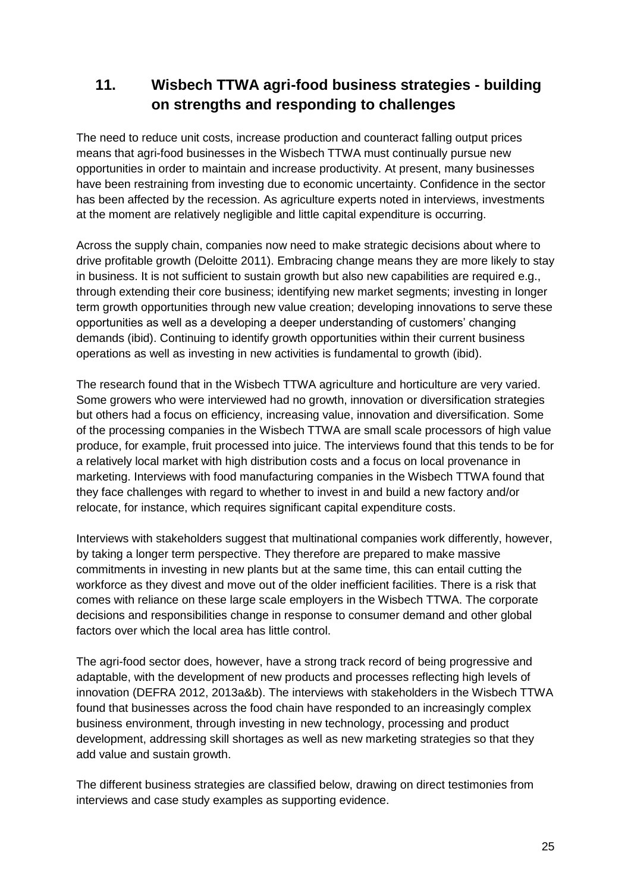## 11. Wisbech TTWA agri-food business strategies - building on strengths and responding to challenges

The need to reduce unit costs, increase production and counteract falling output prices means that agri-food businesses in the Wisbech TTWA must continually pursue new opportunities in order to maintain and increase productivity. At present, many businesses have been restraining from investing due to economic uncertainty. Confidence in the sector has been affected by the recession. As agriculture experts noted in interviews, investments at the moment are relatively negligible and little capital expenditure is occurring.

Across the supply chain, companies now need to make strategic decisions about where to drive profitable growth (Deloitte 2011). Embracing change means they are more likely to stay in business. It is not sufficient to sustain growth but also new capabilities are required e.g., through extending their core business; identifying new market segments; investing in longer term growth opportunities through new value creation; developing innovations to serve these opportunities as well as a developing a deeper understanding of customers' changing demands (ibid). Continuing to identify growth opportunities within their current business operations as well as investing in new activities is fundamental to growth (ibid).

The research found that in the Wisbech TTWA agriculture and horticulture are very varied. Some growers who were interviewed had no growth, innovation or diversification strategies but others had a focus on efficiency, increasing value, innovation and diversification. Some of the processing companies in the Wisbech TTWA are small scale processors of high value produce, for example, fruit processed into juice. The interviews found that this tends to be for a relatively local market with high distribution costs and a focus on local provenance in marketing. Interviews with food manufacturing companies in the Wisbech TTWA found that they face challenges with regard to whether to invest in and build a new factory and/or relocate, for instance, which requires significant capital expenditure costs.

Interviews with stakeholders suggest that multinational companies work differently, however, by taking a longer term perspective. They therefore are prepared to make massive commitments in investing in new plants but at the same time, this can entail cutting the workforce as they divest and move out of the older inefficient facilities. There is a risk that comes with reliance on these large scale employers in the Wisbech TTWA. The corporate decisions and responsibilities change in response to consumer demand and other global factors over which the local area has little control.

The agri-food sector does, however, have a strong track record of being progressive and adaptable, with the development of new products and processes reflecting high levels of innovation (DEFRA 2012, 2013a&b). The interviews with stakeholders in the Wisbech TTWA found that businesses across the food chain have responded to an increasingly complex business environment, through investing in new technology, processing and product development, addressing skill shortages as well as new marketing strategies so that they add value and sustain growth.

The different business strategies are classified below, drawing on direct testimonies from interviews and case study examples as supporting evidence.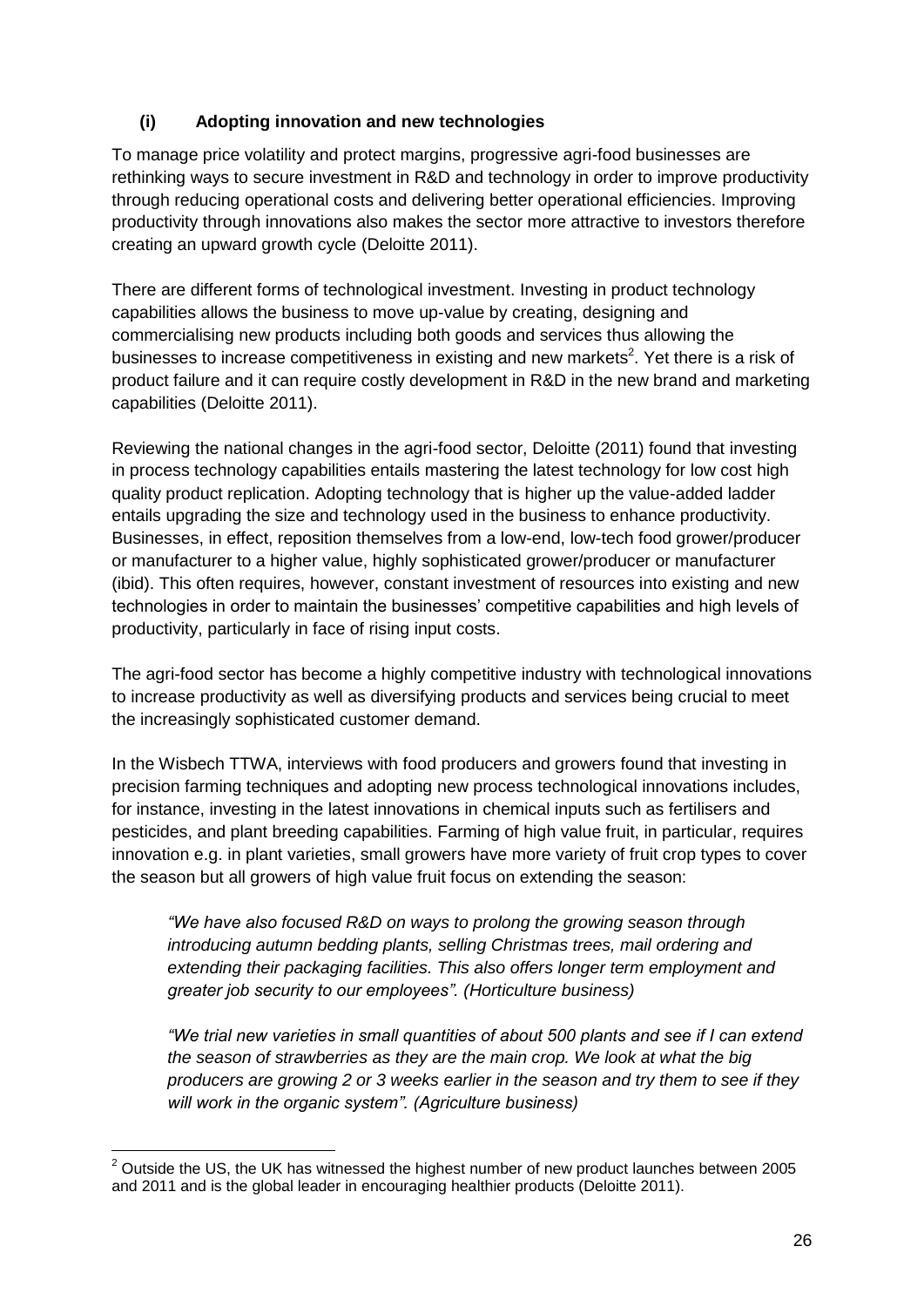### (i) Adopting innovation and new technologies

To manage price volatility and protect margins, progressive agri-food businesses are rethinking ways to secure investment in R&D and technology in order to improve productivity through reducing operational costs and delivering better operational efficiencies. Improving productivity through innovations also makes the sector more attractive to investors therefore creating an upward growth cycle (Deloitte 2011).

There are different forms of technological investment. Investing in product technology capabilities allows the business to move up-value by creating, designing and commercialising new products including both goods and services thus allowing the businesses to increase competitiveness in existing and new markets[2]. Yet there is a risk of product failure and it can require costly development in R&D in the new brand and marketing capabilities (Deloitte 2011).

Reviewing the national changes in the agri-food sector, Deloitte (2011) found that investing in process technology capabilities entails mastering the latest technology for low cost high quality product replication. Adopting technology that is higher up the value-added ladder entails upgrading the size and technology used in the business to enhance productivity. Businesses, in effect, reposition themselves from a low-end, low-tech food grower/producer or manufacturer to a higher value, highly sophisticated grower/producer or manufacturer (ibid). This often requires, however, constant investment of resources into existing and new technologies in order to maintain the businesses' competitive capabilities and high levels of productivity, particularly in face of rising input costs.

The agri-food sector has become a highly competitive industry with technological innovations to increase productivity as well as diversifying products and services being crucial to meet the increasingly sophisticated customer demand.

In the Wisbech TTWA, interviews with food producers and growers found that investing in precision farming techniques and adopting new process technological innovations includes, for instance, investing in the latest innovations in chemical inputs such as fertilisers and pesticides, and plant breeding capabilities. Farming of high value fruit, in particular, requires innovation e.g. in plant varieties, small growers have more variety of fruit crop types to cover the season but all growers of high value fruit focus on extending the season:

> *"We have also focused R&D on ways to prolong the growing season through introducing autumn bedding plants, selling Christmas trees, mail ordering and extending their packaging facilities. This also offers longer term employment and greater job security to our employees". (Horticulture business)*

> *"We trial new varieties in small quantities of about 500 plants and see if I can extend the season of strawberries as they are the main crop. We look at what the big producers are growing 2 or 3 weeks earlier in the season and try them to see if they will work in the organic system". (Agriculture business)*

---

[2] Outside the US, the UK has witnessed the highest number of new product launches between 2005 and 2011 and is the global leader in encouraging healthier products (Deloitte 2011).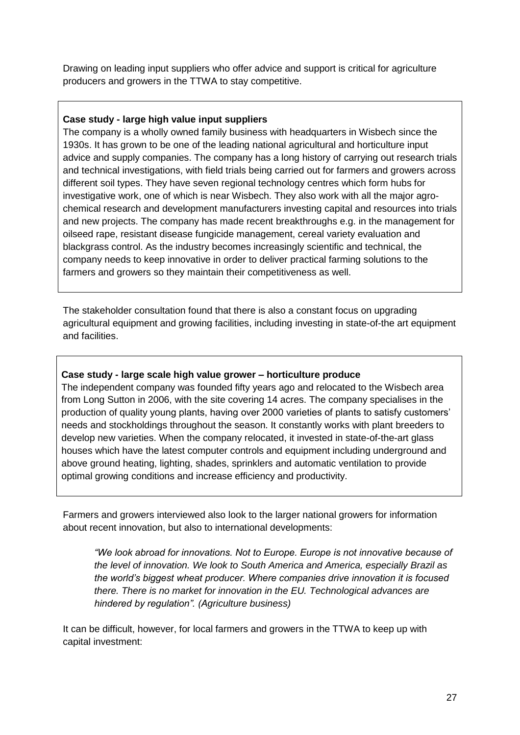Drawing on leading input suppliers who offer advice and support is critical for agriculture producers and growers in the TTWA to stay competitive.

> **Case study - large high value input suppliers**
>
> The company is a wholly owned family business with headquarters in Wisbech since the 1930s. It has grown to be one of the leading national agricultural and horticulture input advice and supply companies. The company has a long history of carrying out research trials and technical investigations, with field trials being carried out for farmers and growers across different soil types. They have seven regional technology centres which form hubs for investigative work, one of which is near Wisbech. They also work with all the major agro-chemical research and development manufacturers investing capital and resources into trials and new projects. The company has made recent breakthroughs e.g. in the management for oilseed rape, resistant disease fungicide management, cereal variety evaluation and blackgrass control. As the industry becomes increasingly scientific and technical, the company needs to keep innovative in order to deliver practical farming solutions to the farmers and growers so they maintain their competitiveness as well.

The stakeholder consultation found that there is also a constant focus on upgrading agricultural equipment and growing facilities, including investing in state-of-the art equipment and facilities.

> **Case study - large scale high value grower – horticulture produce**
>
> The independent company was founded fifty years ago and relocated to the Wisbech area from Long Sutton in 2006, with the site covering 14 acres. The company specialises in the production of quality young plants, having over 2000 varieties of plants to satisfy customers' needs and stockholdings throughout the season. It constantly works with plant breeders to develop new varieties. When the company relocated, it invested in state-of-the-art glass houses which have the latest computer controls and equipment including underground and above ground heating, lighting, shades, sprinklers and automatic ventilation to provide optimal growing conditions and increase efficiency and productivity.

Farmers and growers interviewed also look to the larger national growers for information about recent innovation, but also to international developments:

> *"We look abroad for innovations. Not to Europe. Europe is not innovative because of the level of innovation. We look to South America and America, especially Brazil as the world's biggest wheat producer. Where companies drive innovation it is focused there. There is no market for innovation in the EU. Technological advances are hindered by regulation". (Agriculture business)*

It can be difficult, however, for local farmers and growers in the TTWA to keep up with capital investment: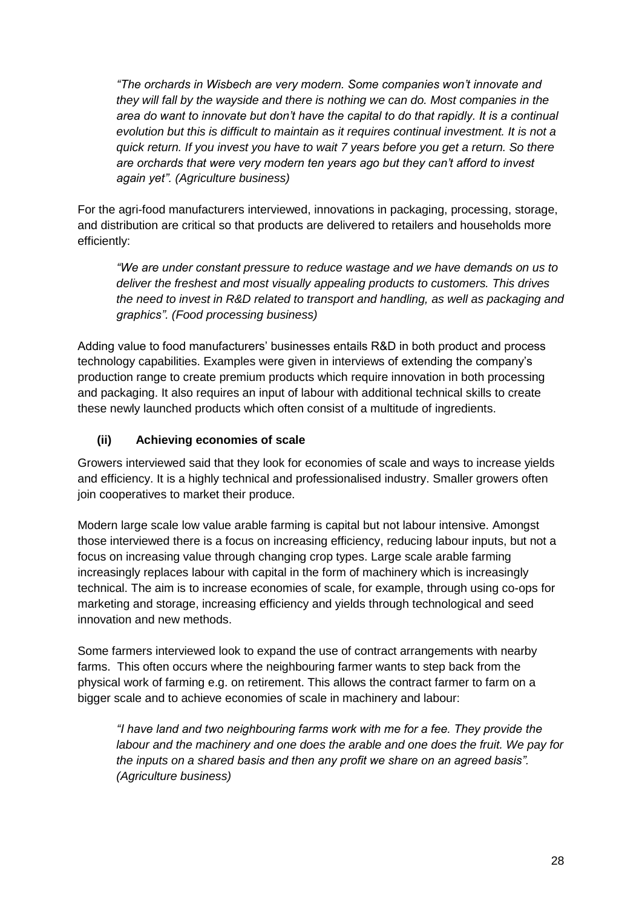*"The orchards in Wisbech are very modern. Some companies won't innovate and they will fall by the wayside and there is nothing we can do. Most companies in the area do want to innovate but don't have the capital to do that rapidly. It is a continual evolution but this is difficult to maintain as it requires continual investment. It is not a quick return. If you invest you have to wait 7 years before you get a return. So there are orchards that were very modern ten years ago but they can't afford to invest again yet". (Agriculture business)*

For the agri-food manufacturers interviewed, innovations in packaging, processing, storage, and distribution are critical so that products are delivered to retailers and households more efficiently:

*"We are under constant pressure to reduce wastage and we have demands on us to deliver the freshest and most visually appealing products to customers. This drives the need to invest in R&D related to transport and handling, as well as packaging and graphics". (Food processing business)*

Adding value to food manufacturers' businesses entails R&D in both product and process technology capabilities. Examples were given in interviews of extending the company's production range to create premium products which require innovation in both processing and packaging. It also requires an input of labour with additional technical skills to create these newly launched products which often consist of a multitude of ingredients.

### (ii) Achieving economies of scale

Growers interviewed said that they look for economies of scale and ways to increase yields and efficiency. It is a highly technical and professionalised industry. Smaller growers often join cooperatives to market their produce.

Modern large scale low value arable farming is capital but not labour intensive. Amongst those interviewed there is a focus on increasing efficiency, reducing labour inputs, but not a focus on increasing value through changing crop types. Large scale arable farming increasingly replaces labour with capital in the form of machinery which is increasingly technical. The aim is to increase economies of scale, for example, through using co-ops for marketing and storage, increasing efficiency and yields through technological and seed innovation and new methods.

Some farmers interviewed look to expand the use of contract arrangements with nearby farms. This often occurs where the neighbouring farmer wants to step back from the physical work of farming e.g. on retirement. This allows the contract farmer to farm on a bigger scale and to achieve economies of scale in machinery and labour:

*"I have land and two neighbouring farms work with me for a fee. They provide the labour and the machinery and one does the arable and one does the fruit. We pay for the inputs on a shared basis and then any profit we share on an agreed basis". (Agriculture business)*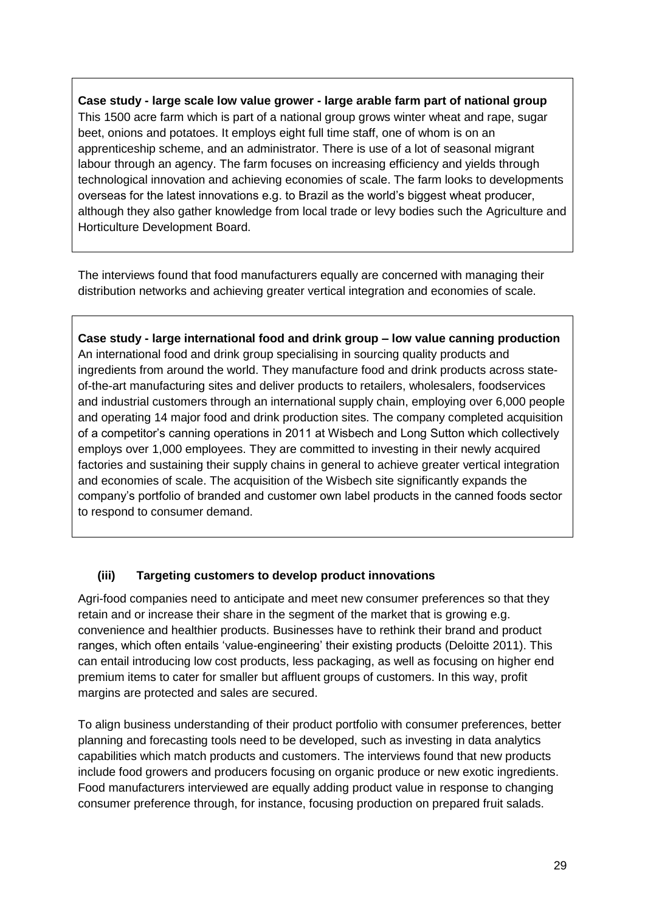**Case study - large scale low value grower - large arable farm part of national group**
This 1500 acre farm which is part of a national group grows winter wheat and rape, sugar beet, onions and potatoes. It employs eight full time staff, one of whom is on an apprenticeship scheme, and an administrator. There is use of a lot of seasonal migrant labour through an agency. The farm focuses on increasing efficiency and yields through technological innovation and achieving economies of scale. The farm looks to developments overseas for the latest innovations e.g. to Brazil as the world's biggest wheat producer, although they also gather knowledge from local trade or levy bodies such the Agriculture and Horticulture Development Board.

The interviews found that food manufacturers equally are concerned with managing their distribution networks and achieving greater vertical integration and economies of scale.

**Case study - large international food and drink group – low value canning production**
An international food and drink group specialising in sourcing quality products and ingredients from around the world. They manufacture food and drink products across state-of-the-art manufacturing sites and deliver products to retailers, wholesalers, foodservices and industrial customers through an international supply chain, employing over 6,000 people and operating 14 major food and drink production sites. The company completed acquisition of a competitor's canning operations in 2011 at Wisbech and Long Sutton which collectively employs over 1,000 employees. They are committed to investing in their newly acquired factories and sustaining their supply chains in general to achieve greater vertical integration and economies of scale. The acquisition of the Wisbech site significantly expands the company's portfolio of branded and customer own label products in the canned foods sector to respond to consumer demand.

### (iii) Targeting customers to develop product innovations

Agri-food companies need to anticipate and meet new consumer preferences so that they retain and or increase their share in the segment of the market that is growing e.g. convenience and healthier products. Businesses have to rethink their brand and product ranges, which often entails 'value-engineering' their existing products (Deloitte 2011). This can entail introducing low cost products, less packaging, as well as focusing on higher end premium items to cater for smaller but affluent groups of customers. In this way, profit margins are protected and sales are secured.

To align business understanding of their product portfolio with consumer preferences, better planning and forecasting tools need to be developed, such as investing in data analytics capabilities which match products and customers. The interviews found that new products include food growers and producers focusing on organic produce or new exotic ingredients. Food manufacturers interviewed are equally adding product value in response to changing consumer preference through, for instance, focusing production on prepared fruit salads.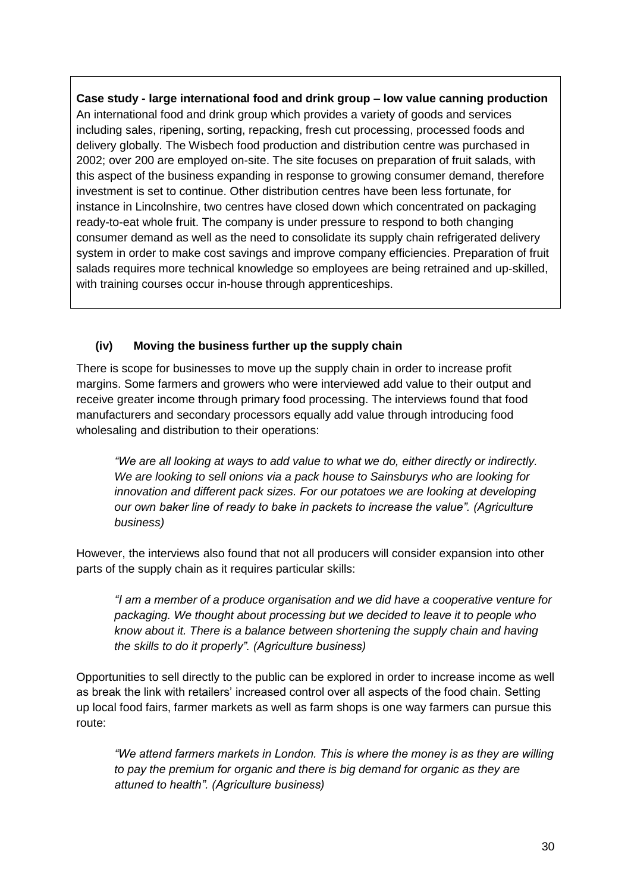**Case study - large international food and drink group – low value canning production**
An international food and drink group which provides a variety of goods and services including sales, ripening, sorting, repacking, fresh cut processing, processed foods and delivery globally. The Wisbech food production and distribution centre was purchased in 2002; over 200 are employed on-site. The site focuses on preparation of fruit salads, with this aspect of the business expanding in response to growing consumer demand, therefore investment is set to continue. Other distribution centres have been less fortunate, for instance in Lincolnshire, two centres have closed down which concentrated on packaging ready-to-eat whole fruit. The company is under pressure to respond to both changing consumer demand as well as the need to consolidate its supply chain refrigerated delivery system in order to make cost savings and improve company efficiencies. Preparation of fruit salads requires more technical knowledge so employees are being retrained and up-skilled, with training courses occur in-house through apprenticeships.

#### (iv) Moving the business further up the supply chain

There is scope for businesses to move up the supply chain in order to increase profit margins. Some farmers and growers who were interviewed add value to their output and receive greater income through primary food processing. The interviews found that food manufacturers and secondary processors equally add value through introducing food wholesaling and distribution to their operations:

> *"We are all looking at ways to add value to what we do, either directly or indirectly. We are looking to sell onions via a pack house to Sainsburys who are looking for innovation and different pack sizes. For our potatoes we are looking at developing our own baker line of ready to bake in packets to increase the value". (Agriculture business)*

However, the interviews also found that not all producers will consider expansion into other parts of the supply chain as it requires particular skills:

> *"I am a member of a produce organisation and we did have a cooperative venture for packaging. We thought about processing but we decided to leave it to people who know about it. There is a balance between shortening the supply chain and having the skills to do it properly". (Agriculture business)*

Opportunities to sell directly to the public can be explored in order to increase income as well as break the link with retailers' increased control over all aspects of the food chain. Setting up local food fairs, farmer markets as well as farm shops is one way farmers can pursue this route:

> *"We attend farmers markets in London. This is where the money is as they are willing to pay the premium for organic and there is big demand for organic as they are attuned to health". (Agriculture business)*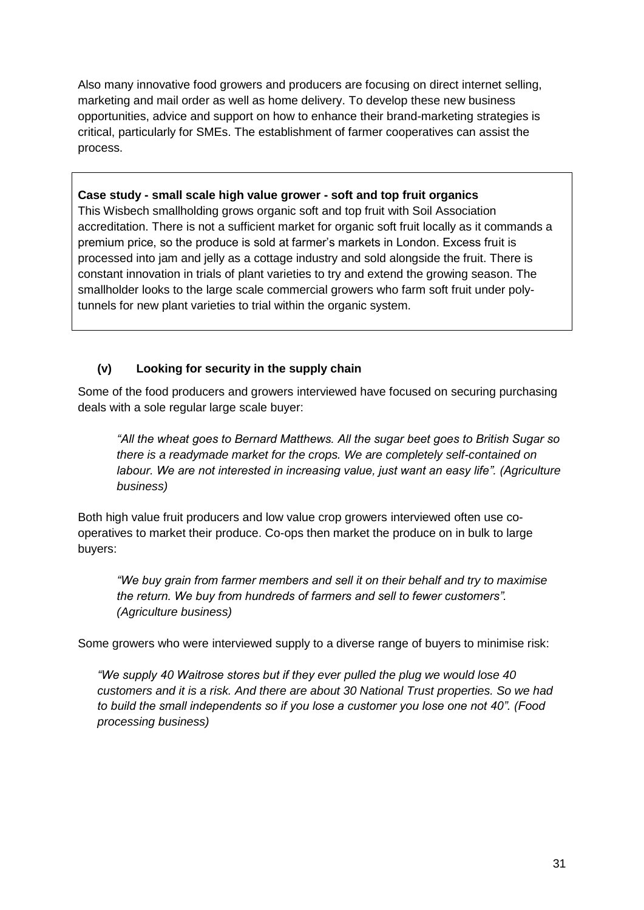Also many innovative food growers and producers are focusing on direct internet selling, marketing and mail order as well as home delivery. To develop these new business opportunities, advice and support on how to enhance their brand-marketing strategies is critical, particularly for SMEs. The establishment of farmer cooperatives can assist the process.

> **Case study - small scale high value grower - soft and top fruit organics**
> This Wisbech smallholding grows organic soft and top fruit with Soil Association accreditation. There is not a sufficient market for organic soft fruit locally as it commands a premium price, so the produce is sold at farmer's markets in London. Excess fruit is processed into jam and jelly as a cottage industry and sold alongside the fruit. There is constant innovation in trials of plant varieties to try and extend the growing season. The smallholder looks to the large scale commercial growers who farm soft fruit under poly-tunnels for new plant varieties to trial within the organic system.

#### (v) Looking for security in the supply chain

Some of the food producers and growers interviewed have focused on securing purchasing deals with a sole regular large scale buyer:

> *"All the wheat goes to Bernard Matthews. All the sugar beet goes to British Sugar so there is a readymade market for the crops. We are completely self-contained on labour. We are not interested in increasing value, just want an easy life". (Agriculture business)*

Both high value fruit producers and low value crop growers interviewed often use co-operatives to market their produce. Co-ops then market the produce on in bulk to large buyers:

> *"We buy grain from farmer members and sell it on their behalf and try to maximise the return. We buy from hundreds of farmers and sell to fewer customers". (Agriculture business)*

Some growers who were interviewed supply to a diverse range of buyers to minimise risk:

> *"We supply 40 Waitrose stores but if they ever pulled the plug we would lose 40 customers and it is a risk. And there are about 30 National Trust properties. So we had to build the small independents so if you lose a customer you lose one not 40". (Food processing business)*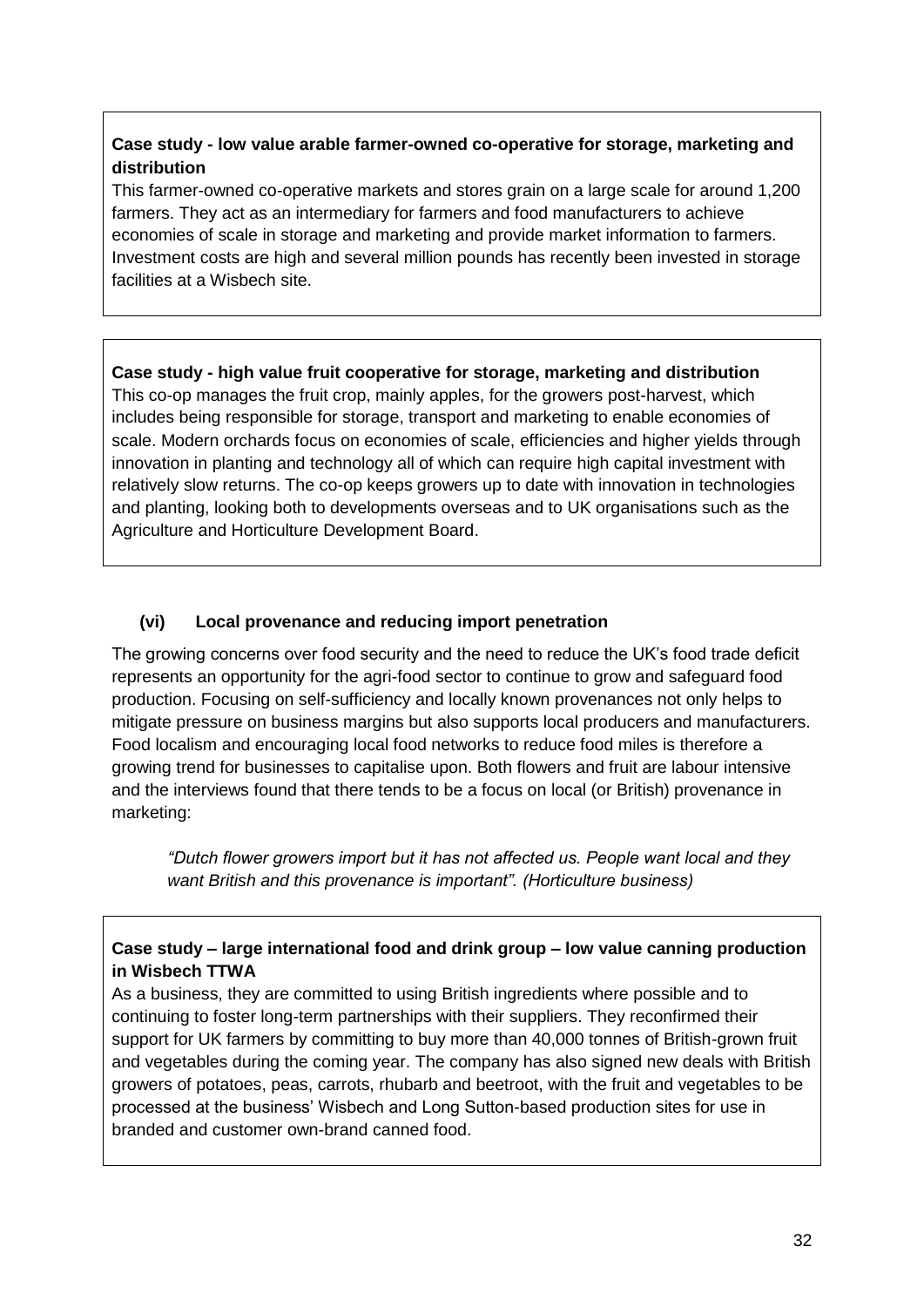**Case study - low value arable farmer-owned co-operative for storage, marketing and distribution**

This farmer-owned co-operative markets and stores grain on a large scale for around 1,200 farmers. They act as an intermediary for farmers and food manufacturers to achieve economies of scale in storage and marketing and provide market information to farmers. Investment costs are high and several million pounds has recently been invested in storage facilities at a Wisbech site.

**Case study - high value fruit cooperative for storage, marketing and distribution**

This co-op manages the fruit crop, mainly apples, for the growers post-harvest, which includes being responsible for storage, transport and marketing to enable economies of scale. Modern orchards focus on economies of scale, efficiencies and higher yields through innovation in planting and technology all of which can require high capital investment with relatively slow returns. The co-op keeps growers up to date with innovation in technologies and planting, looking both to developments overseas and to UK organisations such as the Agriculture and Horticulture Development Board.

### (vi) Local provenance and reducing import penetration

The growing concerns over food security and the need to reduce the UK's food trade deficit represents an opportunity for the agri-food sector to continue to grow and safeguard food production. Focusing on self-sufficiency and locally known provenances not only helps to mitigate pressure on business margins but also supports local producers and manufacturers. Food localism and encouraging local food networks to reduce food miles is therefore a growing trend for businesses to capitalise upon. Both flowers and fruit are labour intensive and the interviews found that there tends to be a focus on local (or British) provenance in marketing:

> *"Dutch flower growers import but it has not affected us. People want local and they want British and this provenance is important". (Horticulture business)*

**Case study – large international food and drink group – low value canning production in Wisbech TTWA**

As a business, they are committed to using British ingredients where possible and to continuing to foster long-term partnerships with their suppliers. They reconfirmed their support for UK farmers by committing to buy more than 40,000 tonnes of British-grown fruit and vegetables during the coming year. The company has also signed new deals with British growers of potatoes, peas, carrots, rhubarb and beetroot, with the fruit and vegetables to be processed at the business' Wisbech and Long Sutton-based production sites for use in branded and customer own-brand canned food.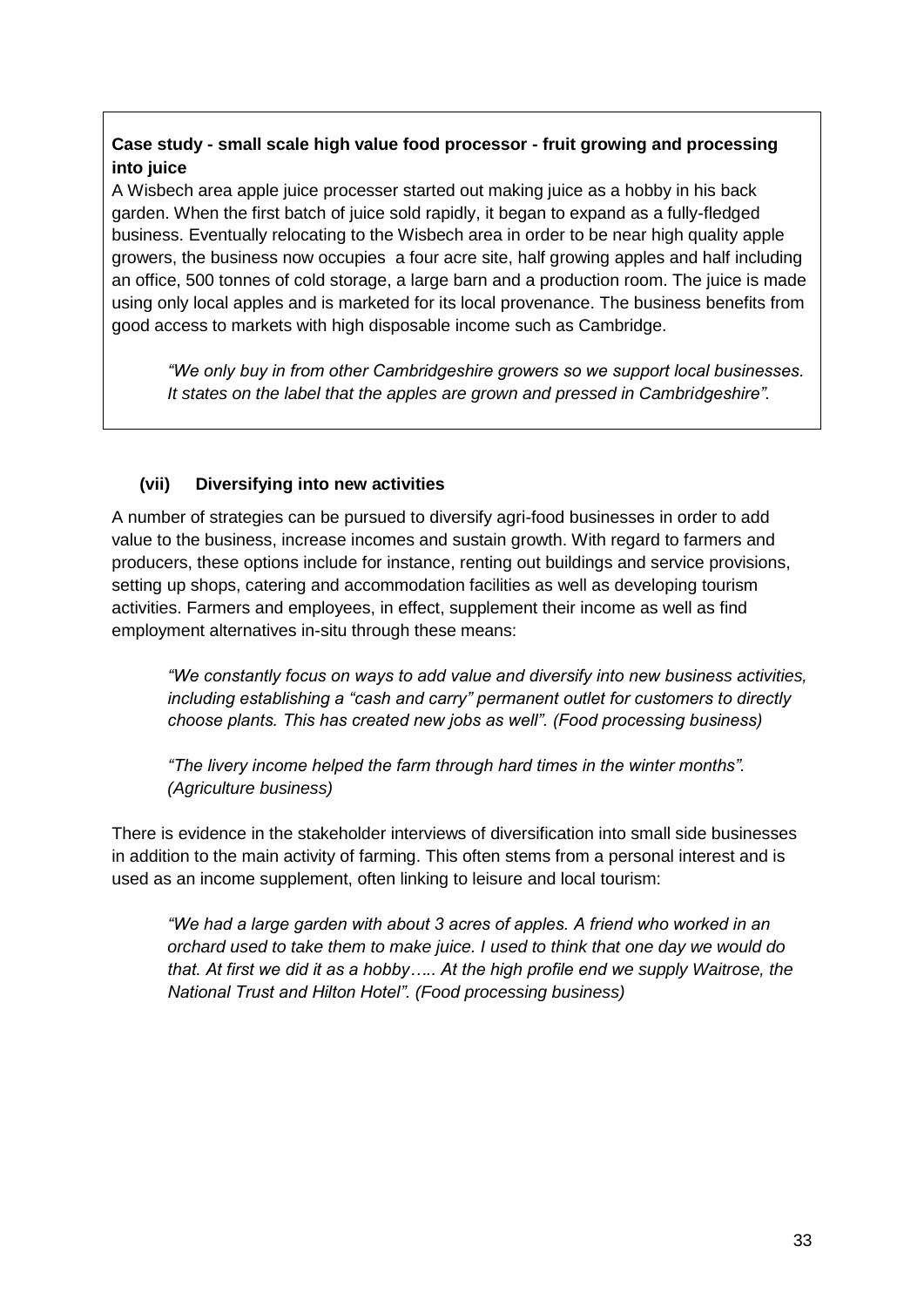**Case study - small scale high value food processor - fruit growing and processing into juice**

A Wisbech area apple juice processer started out making juice as a hobby in his back garden. When the first batch of juice sold rapidly, it began to expand as a fully-fledged business. Eventually relocating to the Wisbech area in order to be near high quality apple growers, the business now occupies a four acre site, half growing apples and half including an office, 500 tonnes of cold storage, a large barn and a production room. The juice is made using only local apples and is marketed for its local provenance. The business benefits from good access to markets with high disposable income such as Cambridge.

> *"We only buy in from other Cambridgeshire growers so we support local businesses. It states on the label that the apples are grown and pressed in Cambridgeshire".*

### (vii) Diversifying into new activities

A number of strategies can be pursued to diversify agri-food businesses in order to add value to the business, increase incomes and sustain growth. With regard to farmers and producers, these options include for instance, renting out buildings and service provisions, setting up shops, catering and accommodation facilities as well as developing tourism activities. Farmers and employees, in effect, supplement their income as well as find employment alternatives in-situ through these means:

> *"We constantly focus on ways to add value and diversify into new business activities, including establishing a "cash and carry" permanent outlet for customers to directly choose plants. This has created new jobs as well". (Food processing business)*

> *"The livery income helped the farm through hard times in the winter months". (Agriculture business)*

There is evidence in the stakeholder interviews of diversification into small side businesses in addition to the main activity of farming. This often stems from a personal interest and is used as an income supplement, often linking to leisure and local tourism:

> *"We had a large garden with about 3 acres of apples. A friend who worked in an orchard used to take them to make juice. I used to think that one day we would do that. At first we did it as a hobby….. At the high profile end we supply Waitrose, the National Trust and Hilton Hotel". (Food processing business)*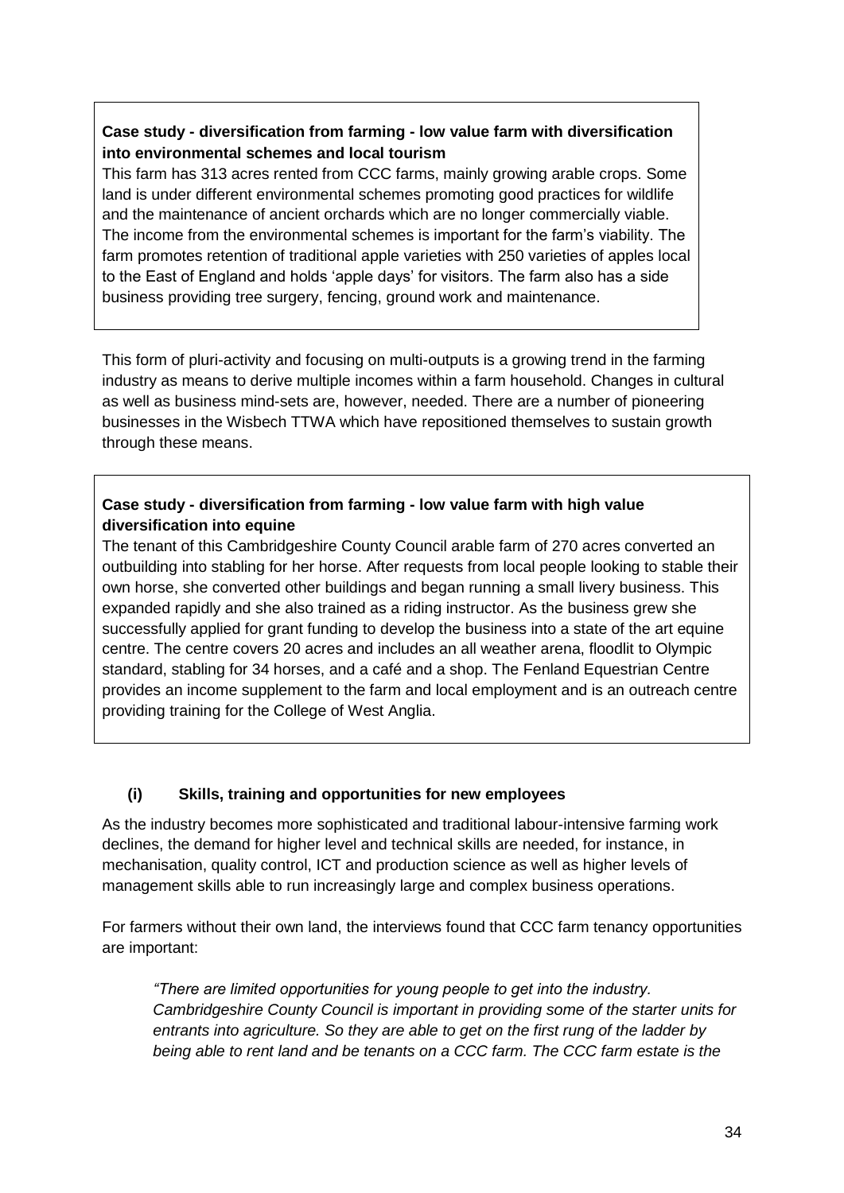**Case study - diversification from farming - low value farm with diversification into environmental schemes and local tourism**

This farm has 313 acres rented from CCC farms, mainly growing arable crops. Some land is under different environmental schemes promoting good practices for wildlife and the maintenance of ancient orchards which are no longer commercially viable. The income from the environmental schemes is important for the farm's viability. The farm promotes retention of traditional apple varieties with 250 varieties of apples local to the East of England and holds 'apple days' for visitors. The farm also has a side business providing tree surgery, fencing, ground work and maintenance.

This form of pluri-activity and focusing on multi-outputs is a growing trend in the farming industry as means to derive multiple incomes within a farm household. Changes in cultural as well as business mind-sets are, however, needed. There are a number of pioneering businesses in the Wisbech TTWA which have repositioned themselves to sustain growth through these means.

**Case study - diversification from farming - low value farm with high value diversification into equine**

The tenant of this Cambridgeshire County Council arable farm of 270 acres converted an outbuilding into stabling for her horse. After requests from local people looking to stable their own horse, she converted other buildings and began running a small livery business. This expanded rapidly and she also trained as a riding instructor. As the business grew she successfully applied for grant funding to develop the business into a state of the art equine centre. The centre covers 20 acres and includes an all weather arena, floodlit to Olympic standard, stabling for 34 horses, and a café and a shop. The Fenland Equestrian Centre provides an income supplement to the farm and local employment and is an outreach centre providing training for the College of West Anglia.

### (i) Skills, training and opportunities for new employees

As the industry becomes more sophisticated and traditional labour-intensive farming work declines, the demand for higher level and technical skills are needed, for instance, in mechanisation, quality control, ICT and production science as well as higher levels of management skills able to run increasingly large and complex business operations.

For farmers without their own land, the interviews found that CCC farm tenancy opportunities are important:

> *"There are limited opportunities for young people to get into the industry. Cambridgeshire County Council is important in providing some of the starter units for entrants into agriculture. So they are able to get on the first rung of the ladder by being able to rent land and be tenants on a CCC farm. The CCC farm estate is the*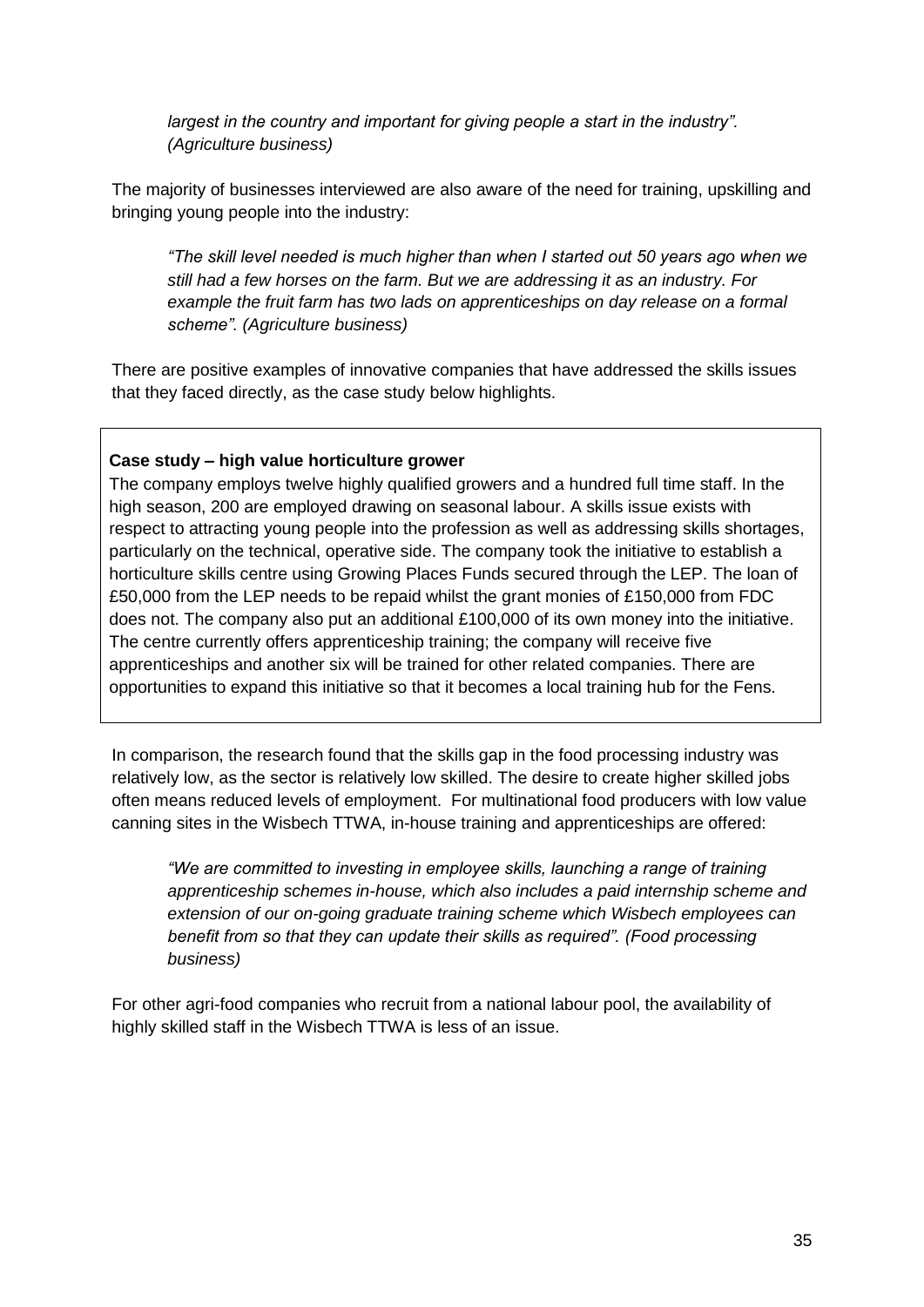*largest in the country and important for giving people a start in the industry". (Agriculture business)*

The majority of businesses interviewed are also aware of the need for training, upskilling and bringing young people into the industry:

> *"The skill level needed is much higher than when I started out 50 years ago when we still had a few horses on the farm. But we are addressing it as an industry. For example the fruit farm has two lads on apprenticeships on day release on a formal scheme". (Agriculture business)*

There are positive examples of innovative companies that have addressed the skills issues that they faced directly, as the case study below highlights.

**Case study – high value horticulture grower**

The company employs twelve highly qualified growers and a hundred full time staff. In the high season, 200 are employed drawing on seasonal labour. A skills issue exists with respect to attracting young people into the profession as well as addressing skills shortages, particularly on the technical, operative side. The company took the initiative to establish a horticulture skills centre using Growing Places Funds secured through the LEP. The loan of £50,000 from the LEP needs to be repaid whilst the grant monies of £150,000 from FDC does not. The company also put an additional £100,000 of its own money into the initiative. The centre currently offers apprenticeship training; the company will receive five apprenticeships and another six will be trained for other related companies. There are opportunities to expand this initiative so that it becomes a local training hub for the Fens.

In comparison, the research found that the skills gap in the food processing industry was relatively low, as the sector is relatively low skilled. The desire to create higher skilled jobs often means reduced levels of employment. For multinational food producers with low value canning sites in the Wisbech TTWA, in-house training and apprenticeships are offered:

> *"We are committed to investing in employee skills, launching a range of training apprenticeship schemes in-house, which also includes a paid internship scheme and extension of our on-going graduate training scheme which Wisbech employees can benefit from so that they can update their skills as required". (Food processing business)*

For other agri-food companies who recruit from a national labour pool, the availability of highly skilled staff in the Wisbech TTWA is less of an issue.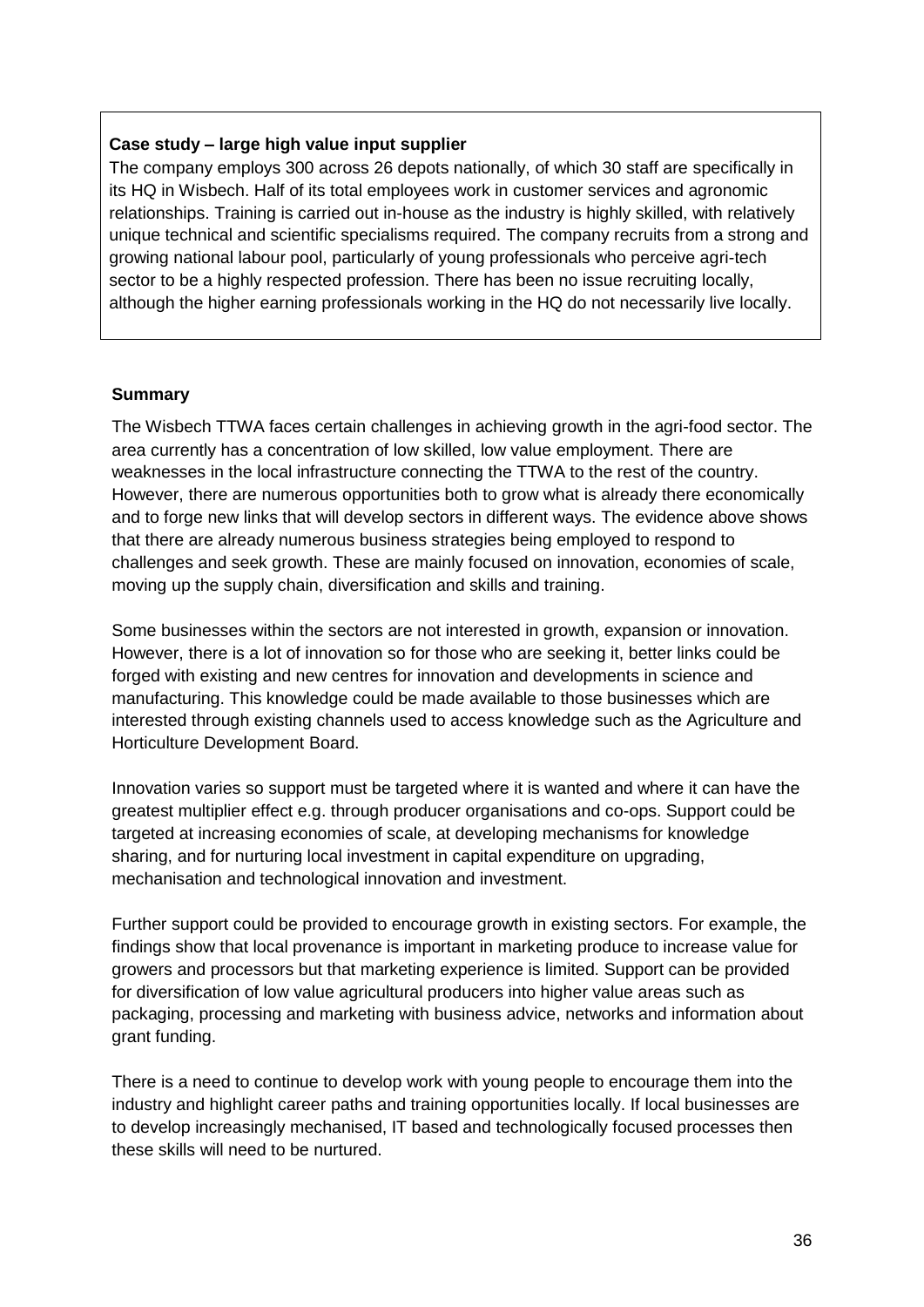**Case study – large high value input supplier**

The company employs 300 across 26 depots nationally, of which 30 staff are specifically in its HQ in Wisbech. Half of its total employees work in customer services and agronomic relationships. Training is carried out in-house as the industry is highly skilled, with relatively unique technical and scientific specialisms required. The company recruits from a strong and growing national labour pool, particularly of young professionals who perceive agri-tech sector to be a highly respected profession. There has been no issue recruiting locally, although the higher earning professionals working in the HQ do not necessarily live locally.

**Summary**

The Wisbech TTWA faces certain challenges in achieving growth in the agri-food sector. The area currently has a concentration of low skilled, low value employment. There are weaknesses in the local infrastructure connecting the TTWA to the rest of the country. However, there are numerous opportunities both to grow what is already there economically and to forge new links that will develop sectors in different ways. The evidence above shows that there are already numerous business strategies being employed to respond to challenges and seek growth. These are mainly focused on innovation, economies of scale, moving up the supply chain, diversification and skills and training.

Some businesses within the sectors are not interested in growth, expansion or innovation. However, there is a lot of innovation so for those who are seeking it, better links could be forged with existing and new centres for innovation and developments in science and manufacturing. This knowledge could be made available to those businesses which are interested through existing channels used to access knowledge such as the Agriculture and Horticulture Development Board.

Innovation varies so support must be targeted where it is wanted and where it can have the greatest multiplier effect e.g. through producer organisations and co-ops. Support could be targeted at increasing economies of scale, at developing mechanisms for knowledge sharing, and for nurturing local investment in capital expenditure on upgrading, mechanisation and technological innovation and investment.

Further support could be provided to encourage growth in existing sectors. For example, the findings show that local provenance is important in marketing produce to increase value for growers and processors but that marketing experience is limited. Support can be provided for diversification of low value agricultural producers into higher value areas such as packaging, processing and marketing with business advice, networks and information about grant funding.

There is a need to continue to develop work with young people to encourage them into the industry and highlight career paths and training opportunities locally. If local businesses are to develop increasingly mechanised, IT based and technologically focused processes then these skills will need to be nurtured.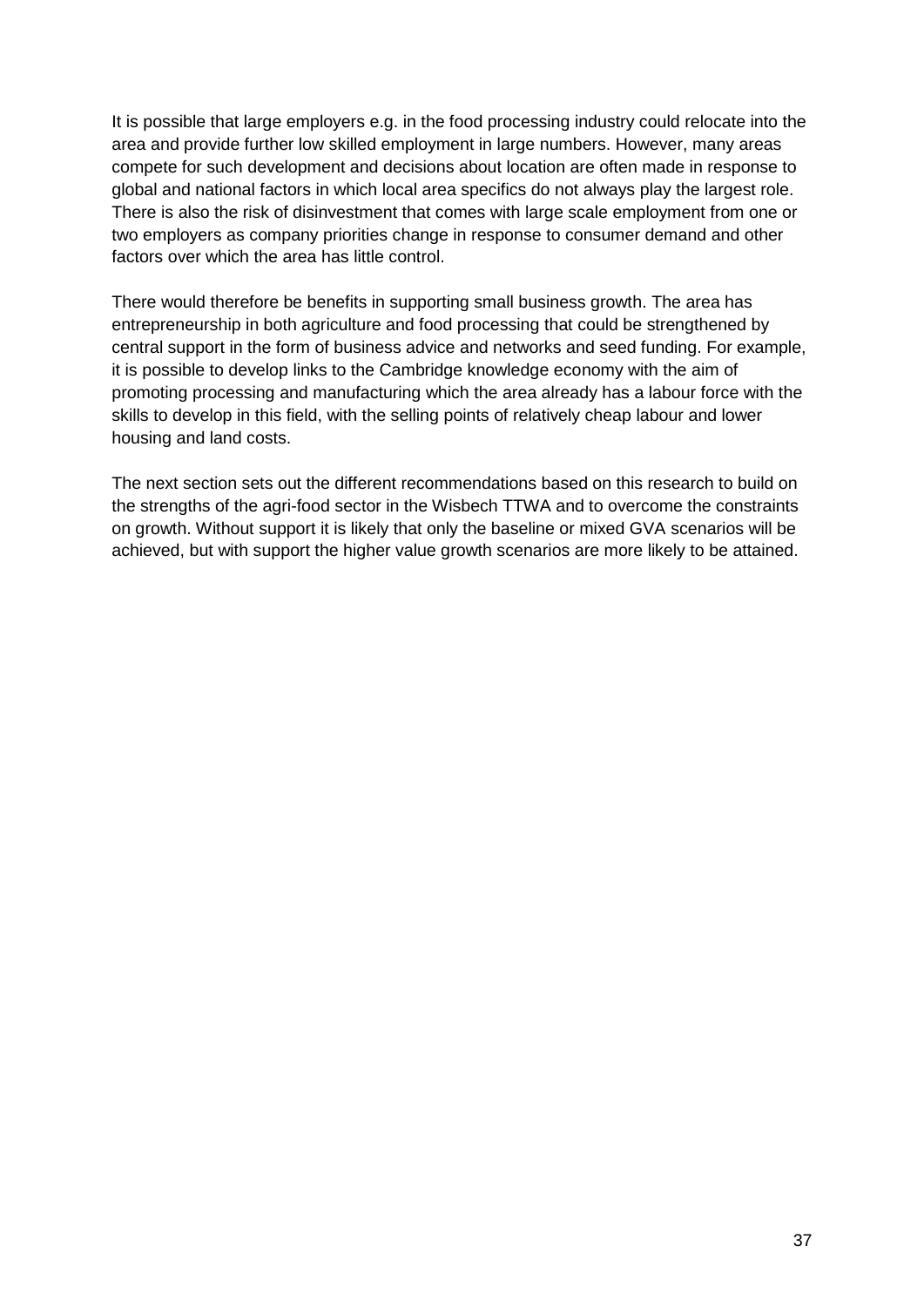It is possible that large employers e.g. in the food processing industry could relocate into the area and provide further low skilled employment in large numbers. However, many areas compete for such development and decisions about location are often made in response to global and national factors in which local area specifics do not always play the largest role. There is also the risk of disinvestment that comes with large scale employment from one or two employers as company priorities change in response to consumer demand and other factors over which the area has little control.

There would therefore be benefits in supporting small business growth. The area has entrepreneurship in both agriculture and food processing that could be strengthened by central support in the form of business advice and networks and seed funding. For example, it is possible to develop links to the Cambridge knowledge economy with the aim of promoting processing and manufacturing which the area already has a labour force with the skills to develop in this field, with the selling points of relatively cheap labour and lower housing and land costs.

The next section sets out the different recommendations based on this research to build on the strengths of the agri-food sector in the Wisbech TTWA and to overcome the constraints on growth. Without support it is likely that only the baseline or mixed GVA scenarios will be achieved, but with support the higher value growth scenarios are more likely to be attained.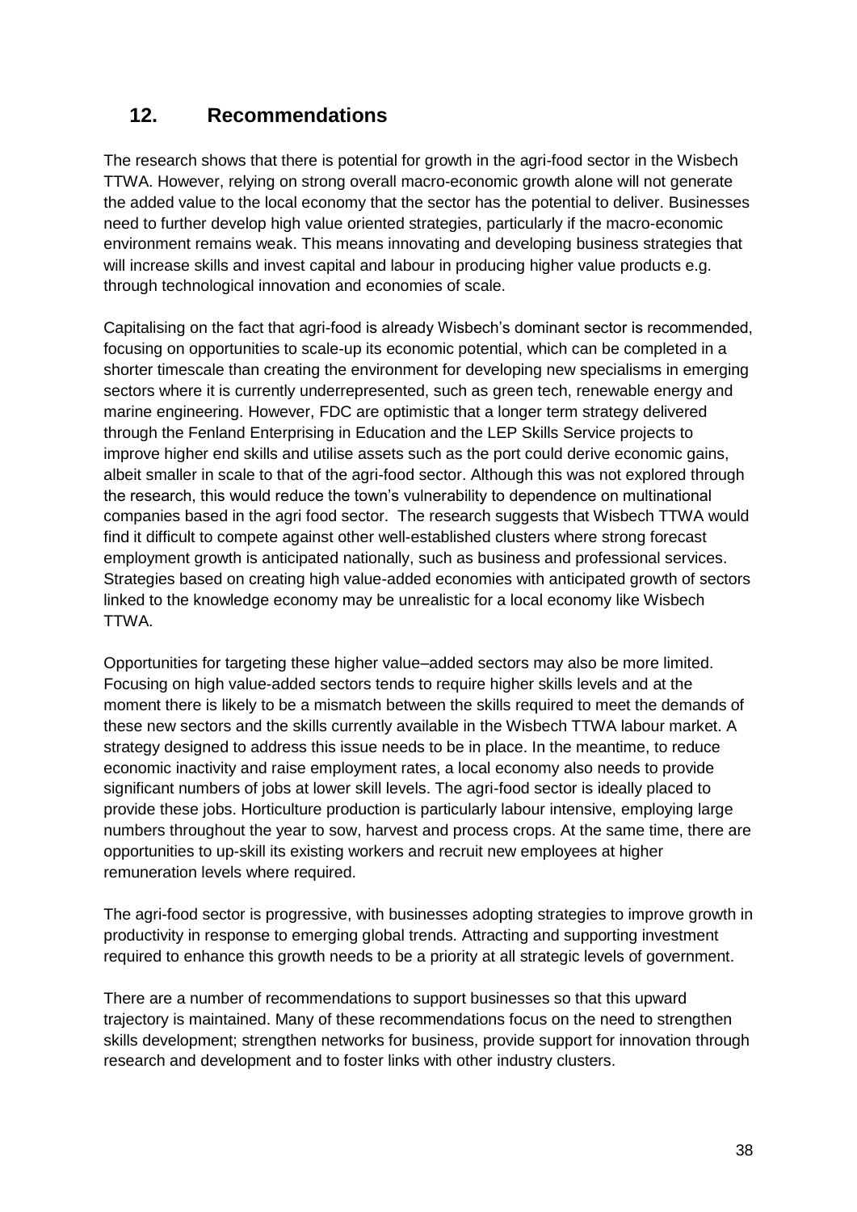## 12. Recommendations

The research shows that there is potential for growth in the agri-food sector in the Wisbech TTWA. However, relying on strong overall macro-economic growth alone will not generate the added value to the local economy that the sector has the potential to deliver. Businesses need to further develop high value oriented strategies, particularly if the macro-economic environment remains weak. This means innovating and developing business strategies that will increase skills and invest capital and labour in producing higher value products e.g. through technological innovation and economies of scale.

Capitalising on the fact that agri-food is already Wisbech's dominant sector is recommended, focusing on opportunities to scale-up its economic potential, which can be completed in a shorter timescale than creating the environment for developing new specialisms in emerging sectors where it is currently underrepresented, such as green tech, renewable energy and marine engineering. However, FDC are optimistic that a longer term strategy delivered through the Fenland Enterprising in Education and the LEP Skills Service projects to improve higher end skills and utilise assets such as the port could derive economic gains, albeit smaller in scale to that of the agri-food sector. Although this was not explored through the research, this would reduce the town's vulnerability to dependence on multinational companies based in the agri food sector. The research suggests that Wisbech TTWA would find it difficult to compete against other well-established clusters where strong forecast employment growth is anticipated nationally, such as business and professional services. Strategies based on creating high value-added economies with anticipated growth of sectors linked to the knowledge economy may be unrealistic for a local economy like Wisbech TTWA.

Opportunities for targeting these higher value–added sectors may also be more limited. Focusing on high value-added sectors tends to require higher skills levels and at the moment there is likely to be a mismatch between the skills required to meet the demands of these new sectors and the skills currently available in the Wisbech TTWA labour market. A strategy designed to address this issue needs to be in place. In the meantime, to reduce economic inactivity and raise employment rates, a local economy also needs to provide significant numbers of jobs at lower skill levels. The agri-food sector is ideally placed to provide these jobs. Horticulture production is particularly labour intensive, employing large numbers throughout the year to sow, harvest and process crops. At the same time, there are opportunities to up-skill its existing workers and recruit new employees at higher remuneration levels where required.

The agri-food sector is progressive, with businesses adopting strategies to improve growth in productivity in response to emerging global trends. Attracting and supporting investment required to enhance this growth needs to be a priority at all strategic levels of government.

There are a number of recommendations to support businesses so that this upward trajectory is maintained. Many of these recommendations focus on the need to strengthen skills development; strengthen networks for business, provide support for innovation through research and development and to foster links with other industry clusters.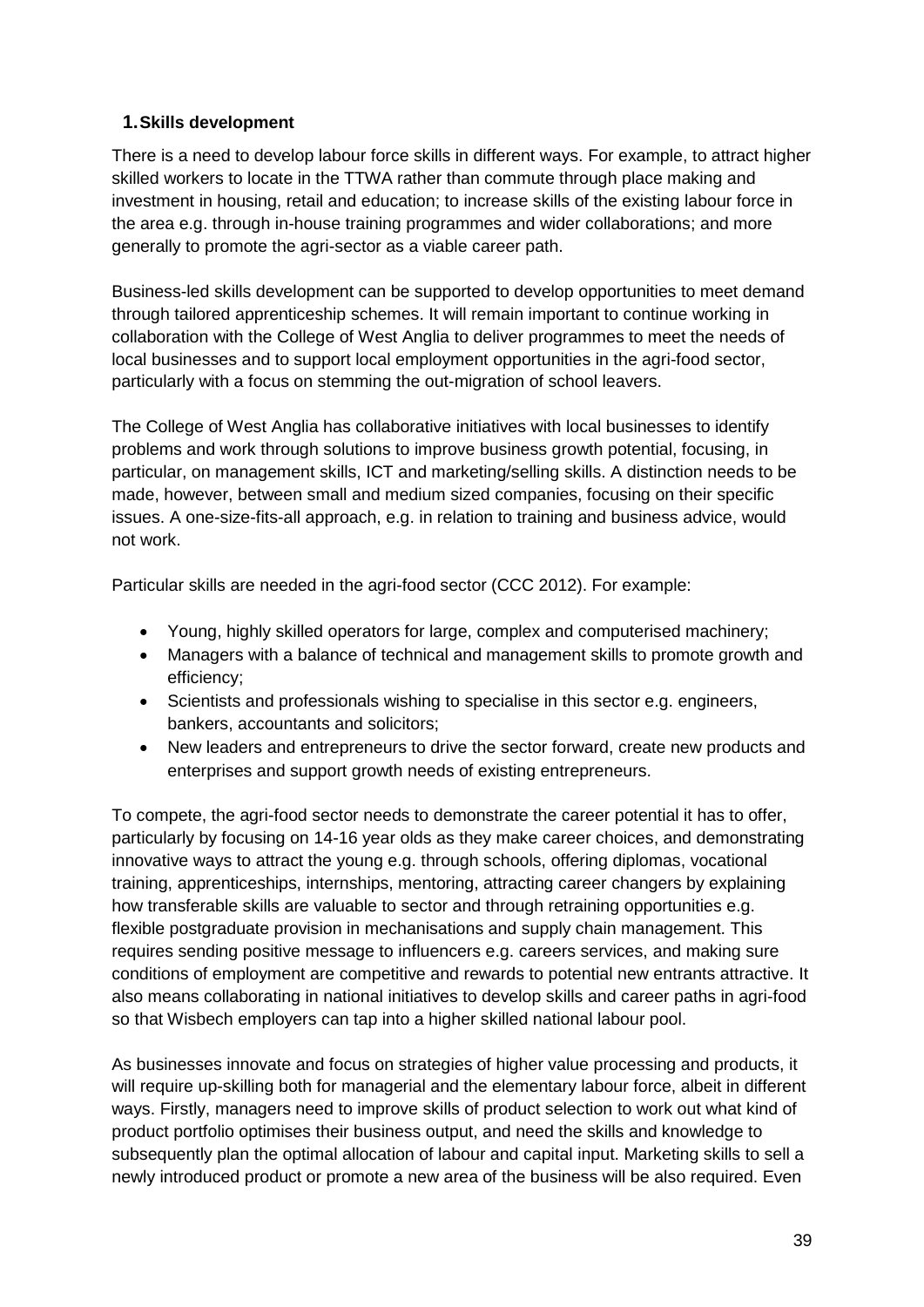## 1. Skills development

There is a need to develop labour force skills in different ways. For example, to attract higher skilled workers to locate in the TTWA rather than commute through place making and investment in housing, retail and education; to increase skills of the existing labour force in the area e.g. through in-house training programmes and wider collaborations; and more generally to promote the agri-sector as a viable career path.

Business-led skills development can be supported to develop opportunities to meet demand through tailored apprenticeship schemes. It will remain important to continue working in collaboration with the College of West Anglia to deliver programmes to meet the needs of local businesses and to support local employment opportunities in the agri-food sector, particularly with a focus on stemming the out-migration of school leavers.

The College of West Anglia has collaborative initiatives with local businesses to identify problems and work through solutions to improve business growth potential, focusing, in particular, on management skills, ICT and marketing/selling skills. A distinction needs to be made, however, between small and medium sized companies, focusing on their specific issues. A one-size-fits-all approach, e.g. in relation to training and business advice, would not work.

Particular skills are needed in the agri-food sector (CCC 2012). For example:

- Young, highly skilled operators for large, complex and computerised machinery;
- Managers with a balance of technical and management skills to promote growth and efficiency;
- Scientists and professionals wishing to specialise in this sector e.g. engineers, bankers, accountants and solicitors;
- New leaders and entrepreneurs to drive the sector forward, create new products and enterprises and support growth needs of existing entrepreneurs.

To compete, the agri-food sector needs to demonstrate the career potential it has to offer, particularly by focusing on 14-16 year olds as they make career choices, and demonstrating innovative ways to attract the young e.g. through schools, offering diplomas, vocational training, apprenticeships, internships, mentoring, attracting career changers by explaining how transferable skills are valuable to sector and through retraining opportunities e.g. flexible postgraduate provision in mechanisations and supply chain management. This requires sending positive message to influencers e.g. careers services, and making sure conditions of employment are competitive and rewards to potential new entrants attractive. It also means collaborating in national initiatives to develop skills and career paths in agri-food so that Wisbech employers can tap into a higher skilled national labour pool.

As businesses innovate and focus on strategies of higher value processing and products, it will require up-skilling both for managerial and the elementary labour force, albeit in different ways. Firstly, managers need to improve skills of product selection to work out what kind of product portfolio optimises their business output, and need the skills and knowledge to subsequently plan the optimal allocation of labour and capital input. Marketing skills to sell a newly introduced product or promote a new area of the business will be also required. Even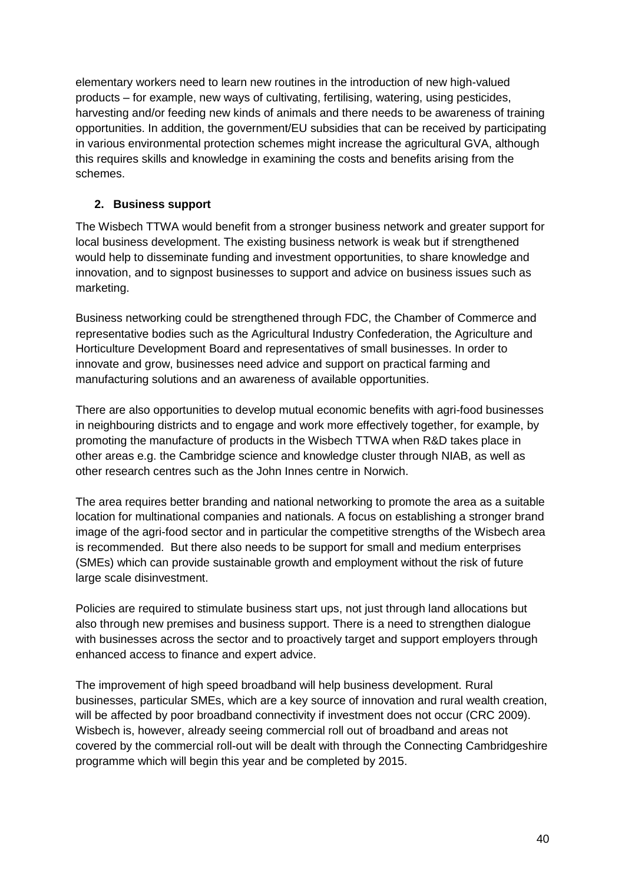elementary workers need to learn new routines in the introduction of new high-valued products – for example, new ways of cultivating, fertilising, watering, using pesticides, harvesting and/or feeding new kinds of animals and there needs to be awareness of training opportunities. In addition, the government/EU subsidies that can be received by participating in various environmental protection schemes might increase the agricultural GVA, although this requires skills and knowledge in examining the costs and benefits arising from the schemes.

**2. Business support**

The Wisbech TTWA would benefit from a stronger business network and greater support for local business development. The existing business network is weak but if strengthened would help to disseminate funding and investment opportunities, to share knowledge and innovation, and to signpost businesses to support and advice on business issues such as marketing.

Business networking could be strengthened through FDC, the Chamber of Commerce and representative bodies such as the Agricultural Industry Confederation, the Agriculture and Horticulture Development Board and representatives of small businesses. In order to innovate and grow, businesses need advice and support on practical farming and manufacturing solutions and an awareness of available opportunities.

There are also opportunities to develop mutual economic benefits with agri-food businesses in neighbouring districts and to engage and work more effectively together, for example, by promoting the manufacture of products in the Wisbech TTWA when R&D takes place in other areas e.g. the Cambridge science and knowledge cluster through NIAB, as well as other research centres such as the John Innes centre in Norwich.

The area requires better branding and national networking to promote the area as a suitable location for multinational companies and nationals. A focus on establishing a stronger brand image of the agri-food sector and in particular the competitive strengths of the Wisbech area is recommended. But there also needs to be support for small and medium enterprises (SMEs) which can provide sustainable growth and employment without the risk of future large scale disinvestment.

Policies are required to stimulate business start ups, not just through land allocations but also through new premises and business support. There is a need to strengthen dialogue with businesses across the sector and to proactively target and support employers through enhanced access to finance and expert advice.

The improvement of high speed broadband will help business development. Rural businesses, particular SMEs, which are a key source of innovation and rural wealth creation, will be affected by poor broadband connectivity if investment does not occur (CRC 2009). Wisbech is, however, already seeing commercial roll out of broadband and areas not covered by the commercial roll-out will be dealt with through the Connecting Cambridgeshire programme which will begin this year and be completed by 2015.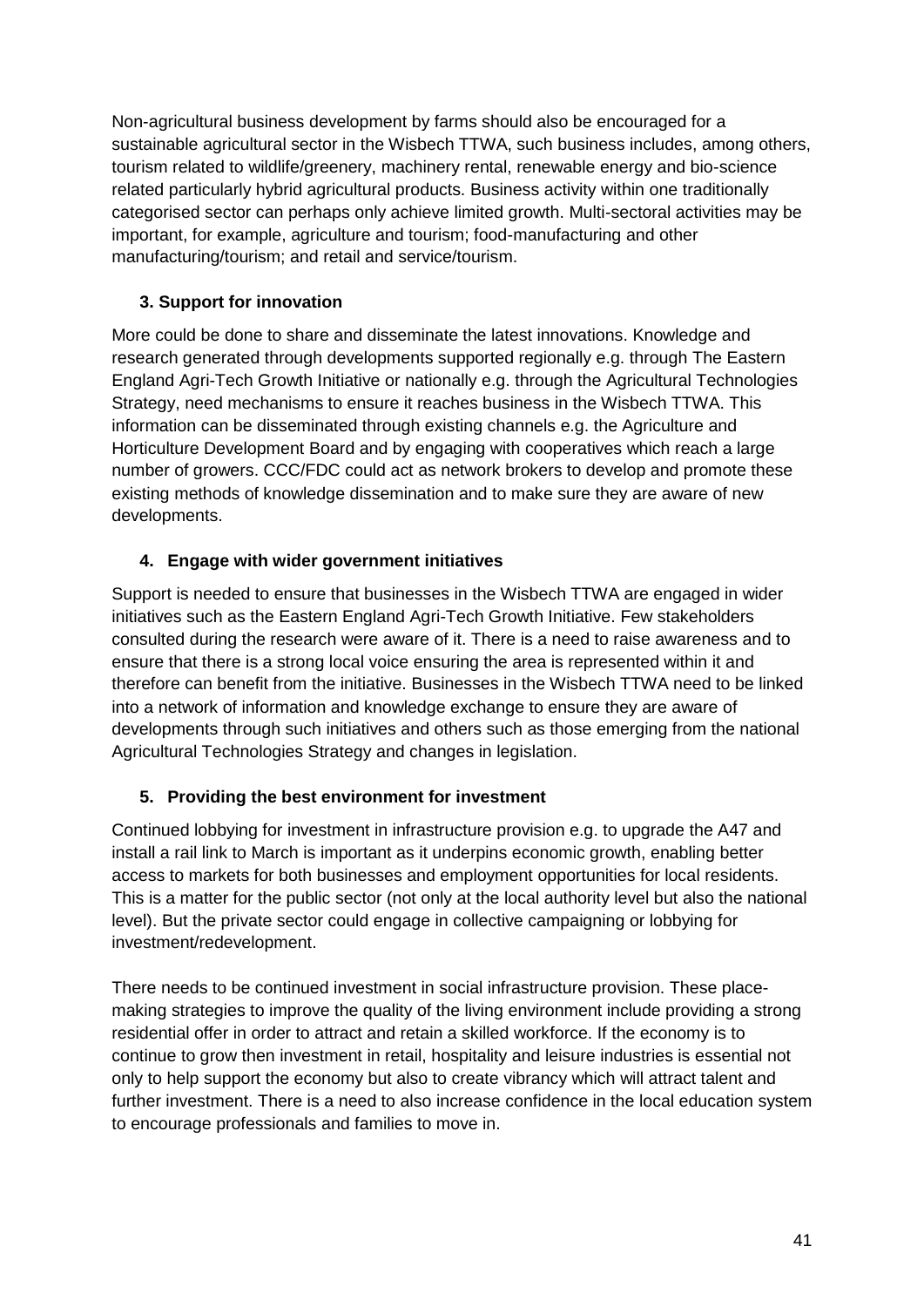Non-agricultural business development by farms should also be encouraged for a sustainable agricultural sector in the Wisbech TTWA, such business includes, among others, tourism related to wildlife/greenery, machinery rental, renewable energy and bio-science related particularly hybrid agricultural products. Business activity within one traditionally categorised sector can perhaps only achieve limited growth. Multi-sectoral activities may be important, for example, agriculture and tourism; food-manufacturing and other manufacturing/tourism; and retail and service/tourism.

### 3. Support for innovation

More could be done to share and disseminate the latest innovations. Knowledge and research generated through developments supported regionally e.g. through The Eastern England Agri-Tech Growth Initiative or nationally e.g. through the Agricultural Technologies Strategy, need mechanisms to ensure it reaches business in the Wisbech TTWA. This information can be disseminated through existing channels e.g. the Agriculture and Horticulture Development Board and by engaging with cooperatives which reach a large number of growers. CCC/FDC could act as network brokers to develop and promote these existing methods of knowledge dissemination and to make sure they are aware of new developments.

### 4. Engage with wider government initiatives

Support is needed to ensure that businesses in the Wisbech TTWA are engaged in wider initiatives such as the Eastern England Agri-Tech Growth Initiative. Few stakeholders consulted during the research were aware of it. There is a need to raise awareness and to ensure that there is a strong local voice ensuring the area is represented within it and therefore can benefit from the initiative. Businesses in the Wisbech TTWA need to be linked into a network of information and knowledge exchange to ensure they are aware of developments through such initiatives and others such as those emerging from the national Agricultural Technologies Strategy and changes in legislation.

### 5. Providing the best environment for investment

Continued lobbying for investment in infrastructure provision e.g. to upgrade the A47 and install a rail link to March is important as it underpins economic growth, enabling better access to markets for both businesses and employment opportunities for local residents. This is a matter for the public sector (not only at the local authority level but also the national level). But the private sector could engage in collective campaigning or lobbying for investment/redevelopment.

There needs to be continued investment in social infrastructure provision. These place-making strategies to improve the quality of the living environment include providing a strong residential offer in order to attract and retain a skilled workforce. If the economy is to continue to grow then investment in retail, hospitality and leisure industries is essential not only to help support the economy but also to create vibrancy which will attract talent and further investment. There is a need to also increase confidence in the local education system to encourage professionals and families to move in.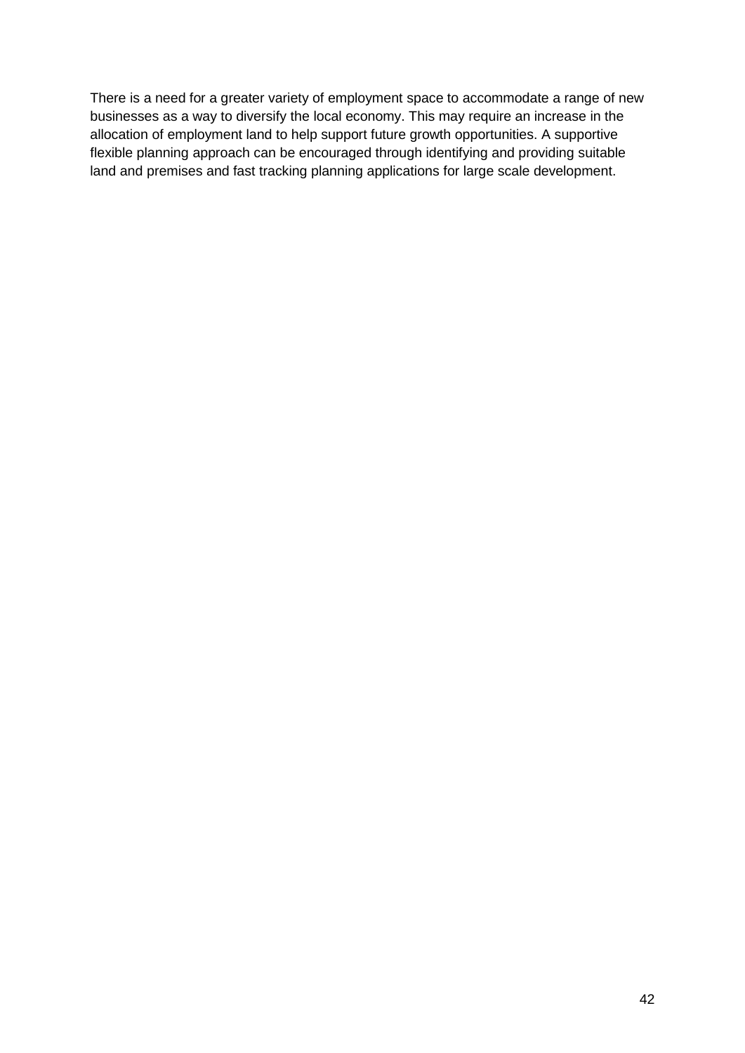There is a need for a greater variety of employment space to accommodate a range of new businesses as a way to diversify the local economy. This may require an increase in the allocation of employment land to help support future growth opportunities. A supportive flexible planning approach can be encouraged through identifying and providing suitable land and premises and fast tracking planning applications for large scale development.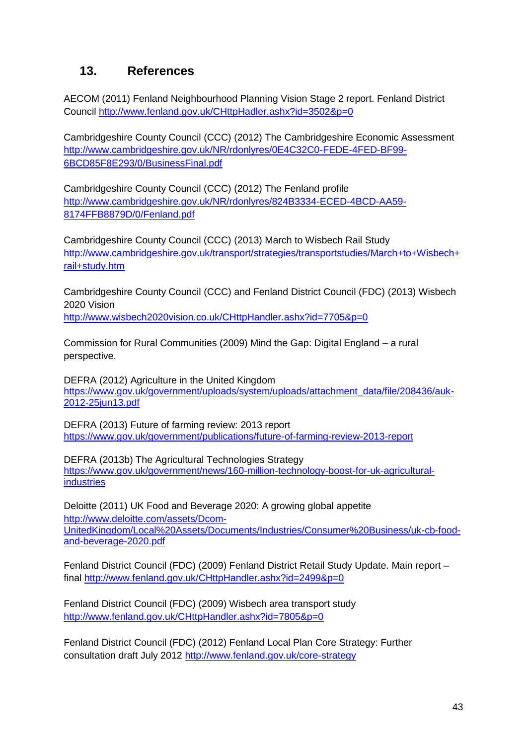## 13. References

AECOM (2011) Fenland Neighbourhood Planning Vision Stage 2 report. Fenland District Council http://www.fenland.gov.uk/CHttpHadler.ashx?id=3502&p=0

Cambridgeshire County Council (CCC) (2012) The Cambridgeshire Economic Assessment http://www.cambridgeshire.gov.uk/NR/rdonlyres/0E4C32C0-FEDE-4FED-BF99-6BCD85F8E293/0/BusinessFinal.pdf

Cambridgeshire County Council (CCC) (2012) The Fenland profile http://www.cambridgeshire.gov.uk/NR/rdonlyres/824B3334-ECED-4BCD-AA59-8174FFB8879D/0/Fenland.pdf

Cambridgeshire County Council (CCC) (2013) March to Wisbech Rail Study http://www.cambridgeshire.gov.uk/transport/strategies/transportstudies/March+to+Wisbech+rail+study.htm

Cambridgeshire County Council (CCC) and Fenland District Council (FDC) (2013) Wisbech 2020 Vision
http://www.wisbech2020vision.co.uk/CHttpHandler.ashx?id=7705&p=0

Commission for Rural Communities (2009) Mind the Gap: Digital England – a rural perspective.

DEFRA (2012) Agriculture in the United Kingdom
https://www.gov.uk/government/uploads/system/uploads/attachment_data/file/208436/auk-2012-25jun13.pdf

DEFRA (2013) Future of farming review: 2013 report
https://www.gov.uk/government/publications/future-of-farming-review-2013-report

DEFRA (2013b) The Agricultural Technologies Strategy
https://www.gov.uk/government/news/160-million-technology-boost-for-uk-agricultural-industries

Deloitte (2011) UK Food and Beverage 2020: A growing global appetite
http://www.deloitte.com/assets/Dcom-UnitedKingdom/Local%20Assets/Documents/Industries/Consumer%20Business/uk-cb-food-and-beverage-2020.pdf

Fenland District Council (FDC) (2009) Fenland District Retail Study Update. Main report – final http://www.fenland.gov.uk/CHttpHandler.ashx?id=2499&p=0

Fenland District Council (FDC) (2009) Wisbech area transport study
http://www.fenland.gov.uk/CHttpHandler.ashx?id=7805&p=0

Fenland District Council (FDC) (2012) Fenland Local Plan Core Strategy: Further consultation draft July 2012 http://www.fenland.gov.uk/core-strategy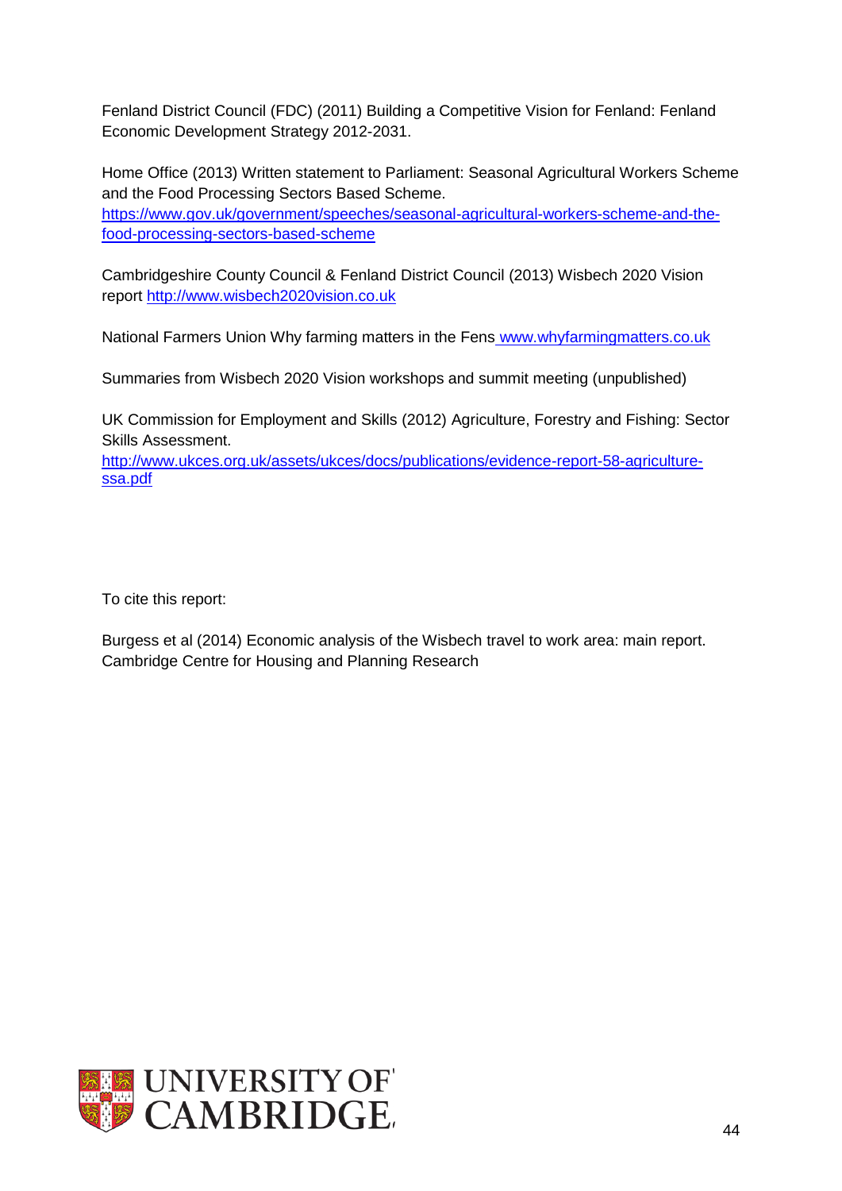Fenland District Council (FDC) (2011) Building a Competitive Vision for Fenland: Fenland Economic Development Strategy 2012-2031.

Home Office (2013) Written statement to Parliament: Seasonal Agricultural Workers Scheme and the Food Processing Sectors Based Scheme. https://www.gov.uk/government/speeches/seasonal-agricultural-workers-scheme-and-the-food-processing-sectors-based-scheme

Cambridgeshire County Council & Fenland District Council (2013) Wisbech 2020 Vision report http://www.wisbech2020vision.co.uk

National Farmers Union Why farming matters in the Fens www.whyfarmingmatters.co.uk

Summaries from Wisbech 2020 Vision workshops and summit meeting (unpublished)

UK Commission for Employment and Skills (2012) Agriculture, Forestry and Fishing: Sector Skills Assessment. http://www.ukces.org.uk/assets/ukces/docs/publications/evidence-report-58-agriculture-ssa.pdf

To cite this report:

Burgess et al (2014) Economic analysis of the Wisbech travel to work area: main report. Cambridge Centre for Housing and Planning Research

UNIVERSITY OF CAMBRIDGE